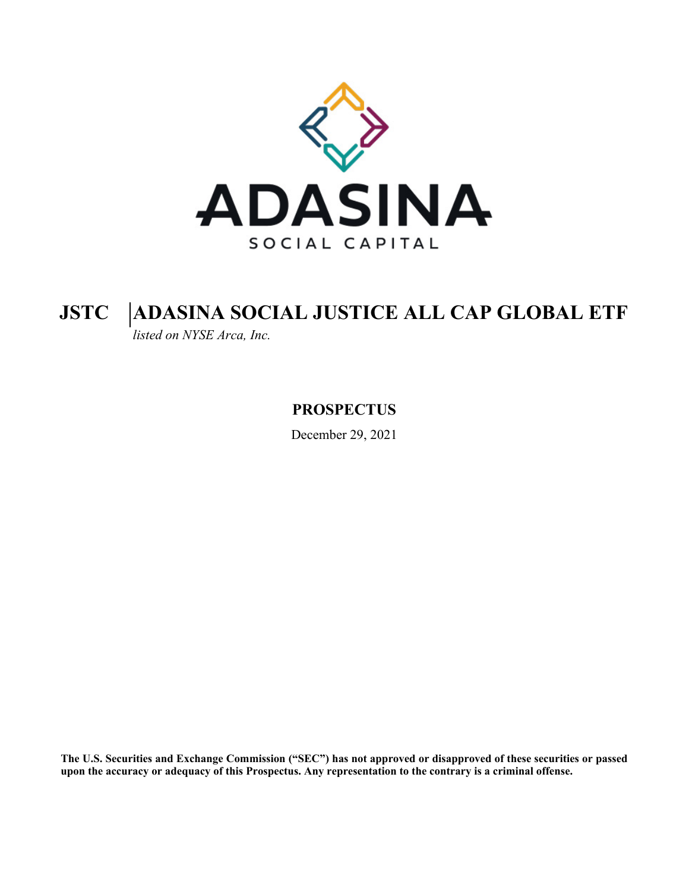ADASINA

SOCIAL CAPITAL

# JSTC | ADASINA SOCIAL JUSTICE ALL CAP GLOBAL ETF

*listed on NYSE Arca, Inc.*

## PROSPECTUS

December 29, 2021

**The U.S. Securities and Exchange Commission ("SEC") has not approved or disapproved of these securities or passed upon the accuracy or adequacy of this Prospectus. Any representation to the contrary is a criminal offense.**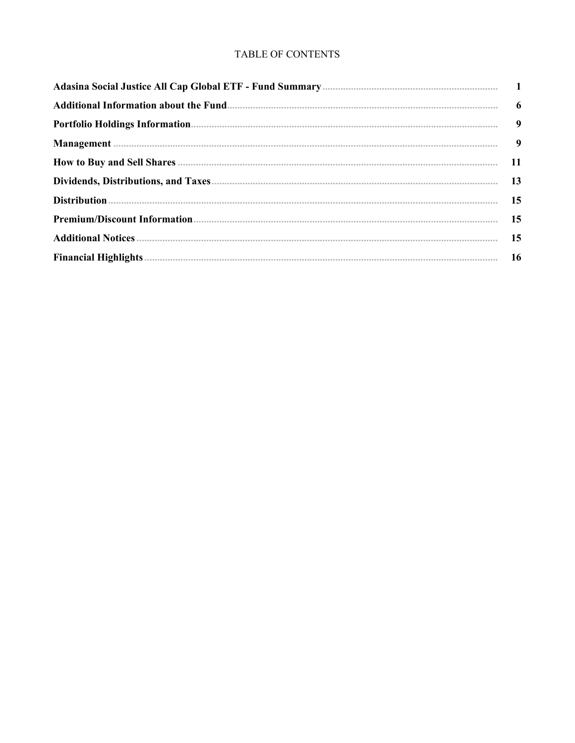# TABLE OF CONTENTS

| | |
|---|---|
| **Adasina Social Justice All Cap Global ETF - Fund Summary** | **1** |
| **Additional Information about the Fund** | **6** |
| **Portfolio Holdings Information** | **9** |
| **Management** | **9** |
| **How to Buy and Sell Shares** | **11** |
| **Dividends, Distributions, and Taxes** | **13** |
| **Distribution** | **15** |
| **Premium/Discount Information** | **15** |
| **Additional Notices** | **15** |
| **Financial Highlights** | **16** |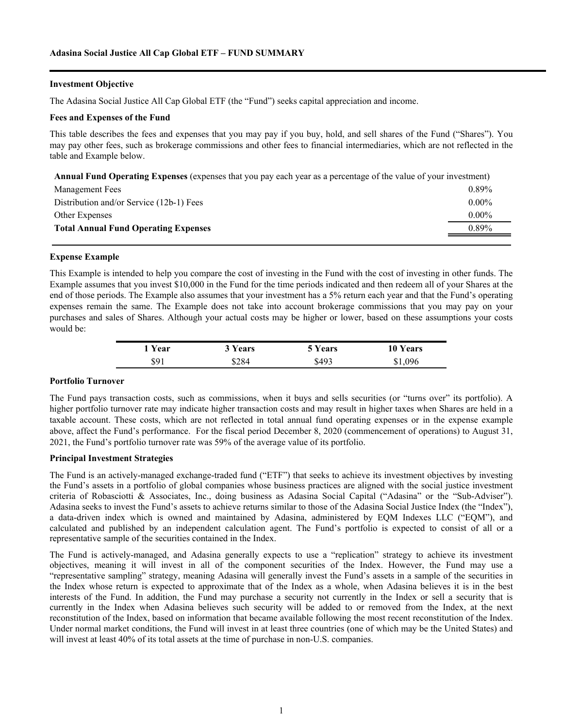**Adasina Social Justice All Cap Global ETF – FUND SUMMARY**

**Investment Objective**

The Adasina Social Justice All Cap Global ETF (the "Fund") seeks capital appreciation and income.

**Fees and Expenses of the Fund**

This table describes the fees and expenses that you may pay if you buy, hold, and sell shares of the Fund ("Shares"). You may pay other fees, such as brokerage commissions and other fees to financial intermediaries, which are not reflected in the table and Example below.

| **Annual Fund Operating Expenses** (expenses that you pay each year as a percentage of the value of your investment) | |
|---|---|
| Management Fees | 0.89% |
| Distribution and/or Service (12b-1) Fees | 0.00% |
| Other Expenses | 0.00% |
| **Total Annual Fund Operating Expenses** | 0.89% |

**Expense Example**

This Example is intended to help you compare the cost of investing in the Fund with the cost of investing in other funds. The Example assumes that you invest $10,000 in the Fund for the time periods indicated and then redeem all of your Shares at the end of those periods. The Example also assumes that your investment has a 5% return each year and that the Fund's operating expenses remain the same. The Example does not take into account brokerage commissions that you may pay on your purchases and sales of Shares. Although your actual costs may be higher or lower, based on these assumptions your costs would be:

| 1 Year | 3 Years | 5 Years | 10 Years |
|---|---|---|---|
| $91 | $284 | $493 | $1,096 |

**Portfolio Turnover**

The Fund pays transaction costs, such as commissions, when it buys and sells securities (or "turns over" its portfolio). A higher portfolio turnover rate may indicate higher transaction costs and may result in higher taxes when Shares are held in a taxable account. These costs, which are not reflected in total annual fund operating expenses or in the expense example above, affect the Fund's performance. For the fiscal period December 8, 2020 (commencement of operations) to August 31, 2021, the Fund's portfolio turnover rate was 59% of the average value of its portfolio.

**Principal Investment Strategies**

The Fund is an actively-managed exchange-traded fund ("ETF") that seeks to achieve its investment objectives by investing the Fund's assets in a portfolio of global companies whose business practices are aligned with the social justice investment criteria of Robasciotti & Associates, Inc., doing business as Adasina Social Capital ("Adasina" or the "Sub-Adviser"). Adasina seeks to invest the Fund's assets to achieve returns similar to those of the Adasina Social Justice Index (the "Index"), a data-driven index which is owned and maintained by Adasina, administered by EQM Indexes LLC ("EQM"), and calculated and published by an independent calculation agent. The Fund's portfolio is expected to consist of all or a representative sample of the securities contained in the Index.

The Fund is actively-managed, and Adasina generally expects to use a "replication" strategy to achieve its investment objectives, meaning it will invest in all of the component securities of the Index. However, the Fund may use a "representative sampling" strategy, meaning Adasina will generally invest the Fund's assets in a sample of the securities in the Index whose return is expected to approximate that of the Index as a whole, when Adasina believes it is in the best interests of the Fund. In addition, the Fund may purchase a security not currently in the Index or sell a security that is currently in the Index when Adasina believes such security will be added to or removed from the Index, at the next reconstitution of the Index, based on information that became available following the most recent reconstitution of the Index. Under normal market conditions, the Fund will invest in at least three countries (one of which may be the United States) and will invest at least 40% of its total assets at the time of purchase in non-U.S. companies.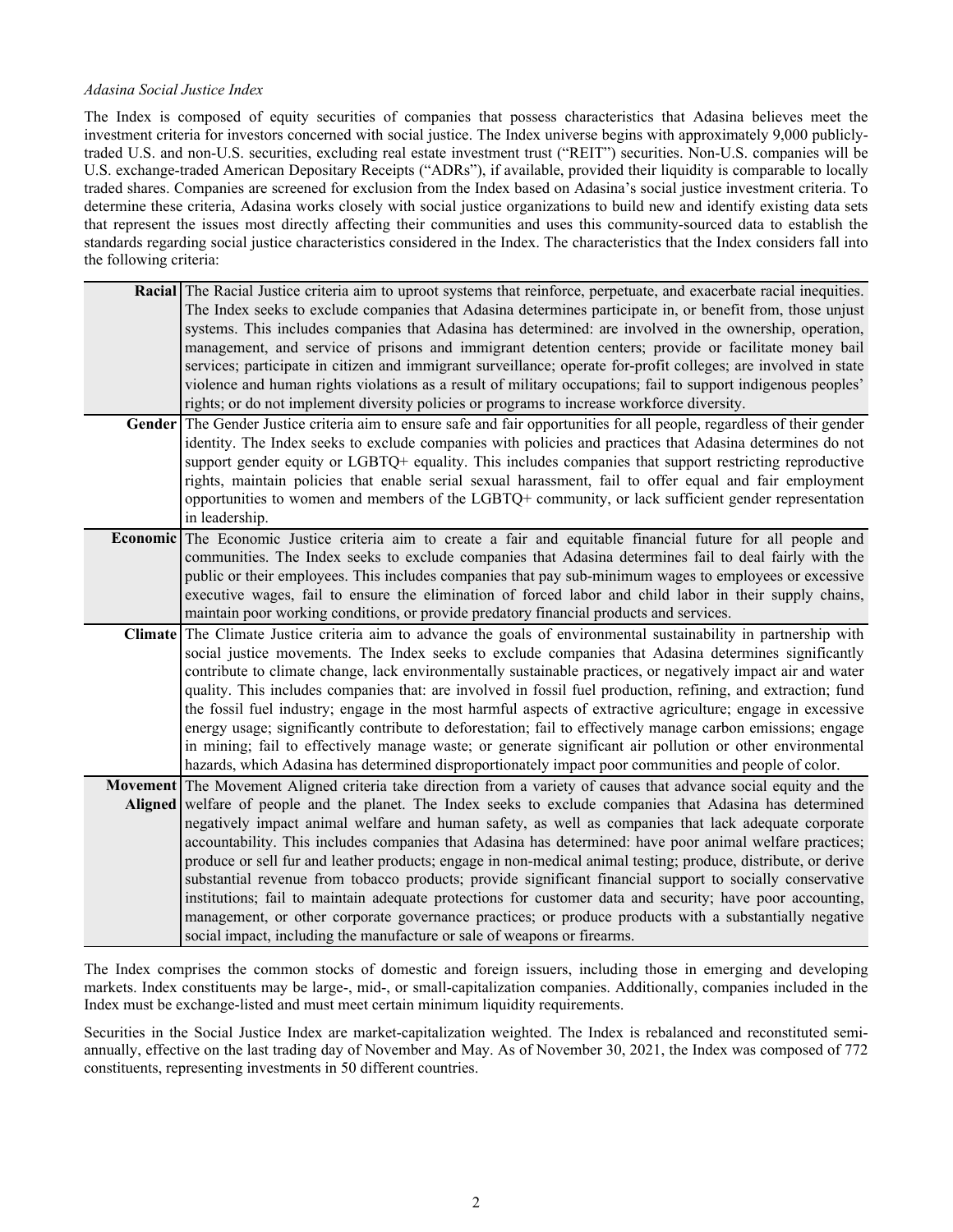*Adasina Social Justice Index*

The Index is composed of equity securities of companies that possess characteristics that Adasina believes meet the investment criteria for investors concerned with social justice. The Index universe begins with approximately 9,000 publicly-traded U.S. and non-U.S. securities, excluding real estate investment trust ("REIT") securities. Non-U.S. companies will be U.S. exchange-traded American Depositary Receipts ("ADRs"), if available, provided their liquidity is comparable to locally traded shares. Companies are screened for exclusion from the Index based on Adasina's social justice investment criteria. To determine these criteria, Adasina works closely with social justice organizations to build new and identify existing data sets that represent the issues most directly affecting their communities and uses this community-sourced data to establish the standards regarding social justice characteristics considered in the Index. The characteristics that the Index considers fall into the following criteria:

| | |
|---|---|
| **Racial** | The Racial Justice criteria aim to uproot systems that reinforce, perpetuate, and exacerbate racial inequities. The Index seeks to exclude companies that Adasina determines participate in, or benefit from, those unjust systems. This includes companies that Adasina has determined: are involved in the ownership, operation, management, and service of prisons and immigrant detention centers; provide or facilitate money bail services; participate in citizen and immigrant surveillance; operate for-profit colleges; are involved in state violence and human rights violations as a result of military occupations; fail to support indigenous peoples' rights; or do not implement diversity policies or programs to increase workforce diversity. |
| **Gender** | The Gender Justice criteria aim to ensure safe and fair opportunities for all people, regardless of their gender identity. The Index seeks to exclude companies with policies and practices that Adasina determines do not support gender equity or LGBTQ+ equality. This includes companies that support restricting reproductive rights, maintain policies that enable serial sexual harassment, fail to offer equal and fair employment opportunities to women and members of the LGBTQ+ community, or lack sufficient gender representation in leadership. |
| **Economic** | The Economic Justice criteria aim to create a fair and equitable financial future for all people and communities. The Index seeks to exclude companies that Adasina determines fail to deal fairly with the public or their employees. This includes companies that pay sub-minimum wages to employees or excessive executive wages, fail to ensure the elimination of forced labor and child labor in their supply chains, maintain poor working conditions, or provide predatory financial products and services. |
| **Climate** | The Climate Justice criteria aim to advance the goals of environmental sustainability in partnership with social justice movements. The Index seeks to exclude companies that Adasina determines significantly contribute to climate change, lack environmentally sustainable practices, or negatively impact air and water quality. This includes companies that: are involved in fossil fuel production, refining, and extraction; fund the fossil fuel industry; engage in the most harmful aspects of extractive agriculture; engage in excessive energy usage; significantly contribute to deforestation; fail to effectively manage carbon emissions; engage in mining; fail to effectively manage waste; or generate significant air pollution or other environmental hazards, which Adasina has determined disproportionately impact poor communities and people of color. |
| **Movement Aligned** | The Movement Aligned criteria take direction from a variety of causes that advance social equity and the welfare of people and the planet. The Index seeks to exclude companies that Adasina has determined negatively impact animal welfare and human safety, as well as companies that lack adequate corporate accountability. This includes companies that Adasina has determined: have poor animal welfare practices; produce or sell fur and leather products; engage in non-medical animal testing; produce, distribute, or derive substantial revenue from tobacco products; provide significant financial support to socially conservative institutions; fail to maintain adequate protections for customer data and security; have poor accounting, management, or other corporate governance practices; or produce products with a substantially negative social impact, including the manufacture or sale of weapons or firearms. |

The Index comprises the common stocks of domestic and foreign issuers, including those in emerging and developing markets. Index constituents may be large-, mid-, or small-capitalization companies. Additionally, companies included in the Index must be exchange-listed and must meet certain minimum liquidity requirements.

Securities in the Social Justice Index are market-capitalization weighted. The Index is rebalanced and reconstituted semi-annually, effective on the last trading day of November and May. As of November 30, 2021, the Index was composed of 772 constituents, representing investments in 50 different countries.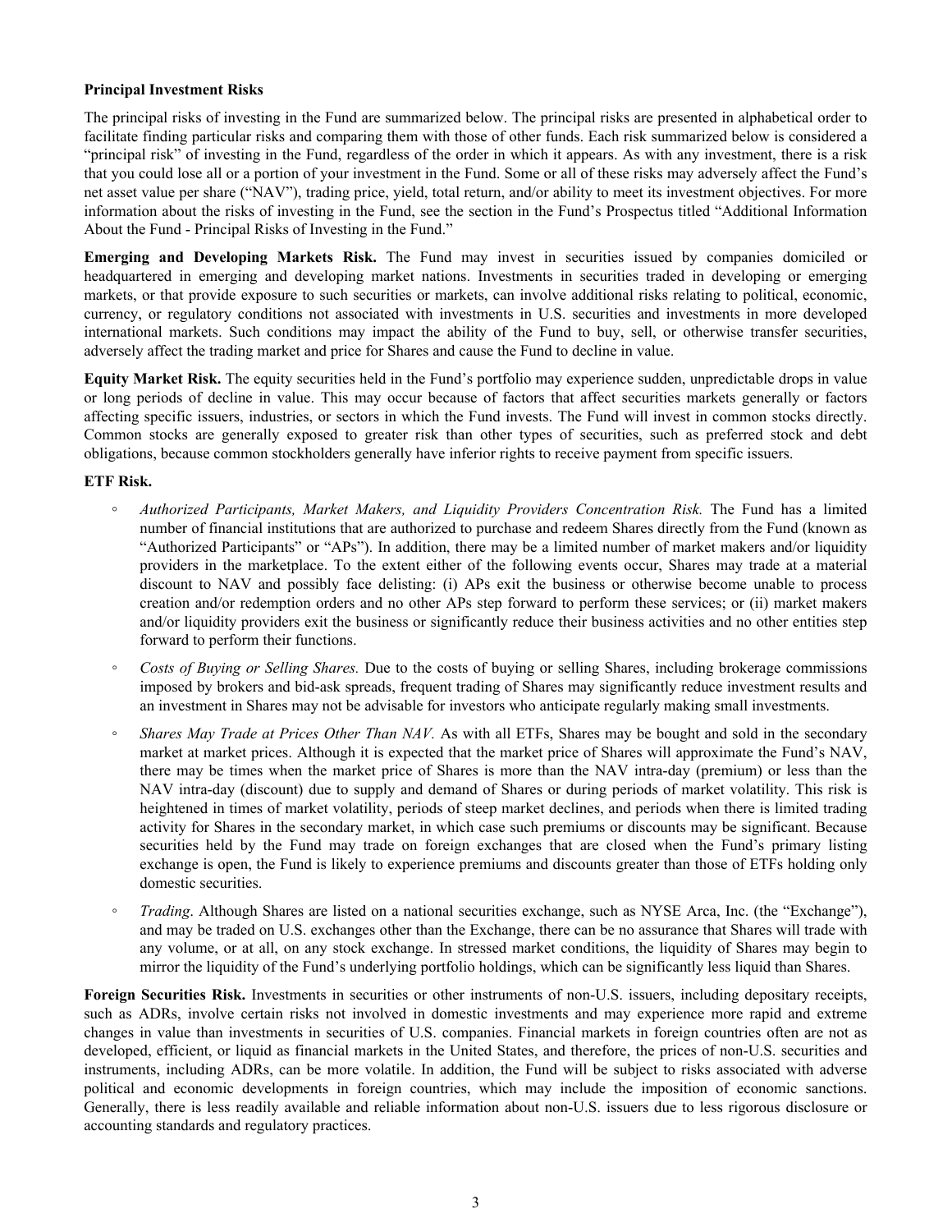**Principal Investment Risks**

The principal risks of investing in the Fund are summarized below. The principal risks are presented in alphabetical order to facilitate finding particular risks and comparing them with those of other funds. Each risk summarized below is considered a "principal risk" of investing in the Fund, regardless of the order in which it appears. As with any investment, there is a risk that you could lose all or a portion of your investment in the Fund. Some or all of these risks may adversely affect the Fund's net asset value per share ("NAV"), trading price, yield, total return, and/or ability to meet its investment objectives. For more information about the risks of investing in the Fund, see the section in the Fund's Prospectus titled "Additional Information About the Fund - Principal Risks of Investing in the Fund."

**Emerging and Developing Markets Risk.** The Fund may invest in securities issued by companies domiciled or headquartered in emerging and developing market nations. Investments in securities traded in developing or emerging markets, or that provide exposure to such securities or markets, can involve additional risks relating to political, economic, currency, or regulatory conditions not associated with investments in U.S. securities and investments in more developed international markets. Such conditions may impact the ability of the Fund to buy, sell, or otherwise transfer securities, adversely affect the trading market and price for Shares and cause the Fund to decline in value.

**Equity Market Risk.** The equity securities held in the Fund's portfolio may experience sudden, unpredictable drops in value or long periods of decline in value. This may occur because of factors that affect securities markets generally or factors affecting specific issuers, industries, or sectors in which the Fund invests. The Fund will invest in common stocks directly. Common stocks are generally exposed to greater risk than other types of securities, such as preferred stock and debt obligations, because common stockholders generally have inferior rights to receive payment from specific issuers.

**ETF Risk.**

- *Authorized Participants, Market Makers, and Liquidity Providers Concentration Risk.* The Fund has a limited number of financial institutions that are authorized to purchase and redeem Shares directly from the Fund (known as "Authorized Participants" or "APs"). In addition, there may be a limited number of market makers and/or liquidity providers in the marketplace. To the extent either of the following events occur, Shares may trade at a material discount to NAV and possibly face delisting: (i) APs exit the business or otherwise become unable to process creation and/or redemption orders and no other APs step forward to perform these services; or (ii) market makers and/or liquidity providers exit the business or significantly reduce their business activities and no other entities step forward to perform their functions.
- *Costs of Buying or Selling Shares.* Due to the costs of buying or selling Shares, including brokerage commissions imposed by brokers and bid-ask spreads, frequent trading of Shares may significantly reduce investment results and an investment in Shares may not be advisable for investors who anticipate regularly making small investments.
- *Shares May Trade at Prices Other Than NAV.* As with all ETFs, Shares may be bought and sold in the secondary market at market prices. Although it is expected that the market price of Shares will approximate the Fund's NAV, there may be times when the market price of Shares is more than the NAV intra-day (premium) or less than the NAV intra-day (discount) due to supply and demand of Shares or during periods of market volatility. This risk is heightened in times of market volatility, periods of steep market declines, and periods when there is limited trading activity for Shares in the secondary market, in which case such premiums or discounts may be significant. Because securities held by the Fund may trade on foreign exchanges that are closed when the Fund's primary listing exchange is open, the Fund is likely to experience premiums and discounts greater than those of ETFs holding only domestic securities.
- *Trading*. Although Shares are listed on a national securities exchange, such as NYSE Arca, Inc. (the "Exchange"), and may be traded on U.S. exchanges other than the Exchange, there can be no assurance that Shares will trade with any volume, or at all, on any stock exchange. In stressed market conditions, the liquidity of Shares may begin to mirror the liquidity of the Fund's underlying portfolio holdings, which can be significantly less liquid than Shares.

**Foreign Securities Risk.** Investments in securities or other instruments of non-U.S. issuers, including depositary receipts, such as ADRs, involve certain risks not involved in domestic investments and may experience more rapid and extreme changes in value than investments in securities of U.S. companies. Financial markets in foreign countries often are not as developed, efficient, or liquid as financial markets in the United States, and therefore, the prices of non-U.S. securities and instruments, including ADRs, can be more volatile. In addition, the Fund will be subject to risks associated with adverse political and economic developments in foreign countries, which may include the imposition of economic sanctions. Generally, there is less readily available and reliable information about non-U.S. issuers due to less rigorous disclosure or accounting standards and regulatory practices.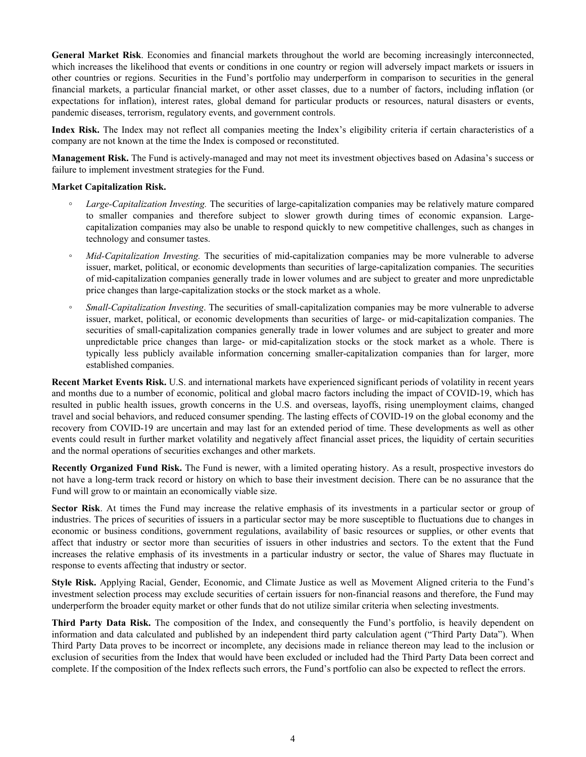**General Market Risk**. Economies and financial markets throughout the world are becoming increasingly interconnected, which increases the likelihood that events or conditions in one country or region will adversely impact markets or issuers in other countries or regions. Securities in the Fund's portfolio may underperform in comparison to securities in the general financial markets, a particular financial market, or other asset classes, due to a number of factors, including inflation (or expectations for inflation), interest rates, global demand for particular products or resources, natural disasters or events, pandemic diseases, terrorism, regulatory events, and government controls.

**Index Risk.** The Index may not reflect all companies meeting the Index's eligibility criteria if certain characteristics of a company are not known at the time the Index is composed or reconstituted.

**Management Risk.** The Fund is actively-managed and may not meet its investment objectives based on Adasina's success or failure to implement investment strategies for the Fund.

**Market Capitalization Risk.**

- *Large-Capitalization Investing.* The securities of large-capitalization companies may be relatively mature compared to smaller companies and therefore subject to slower growth during times of economic expansion. Large-capitalization companies may also be unable to respond quickly to new competitive challenges, such as changes in technology and consumer tastes.
- *Mid-Capitalization Investing.* The securities of mid-capitalization companies may be more vulnerable to adverse issuer, market, political, or economic developments than securities of large-capitalization companies. The securities of mid-capitalization companies generally trade in lower volumes and are subject to greater and more unpredictable price changes than large-capitalization stocks or the stock market as a whole.
- *Small-Capitalization Investing*. The securities of small-capitalization companies may be more vulnerable to adverse issuer, market, political, or economic developments than securities of large- or mid-capitalization companies. The securities of small-capitalization companies generally trade in lower volumes and are subject to greater and more unpredictable price changes than large- or mid-capitalization stocks or the stock market as a whole. There is typically less publicly available information concerning smaller-capitalization companies than for larger, more established companies.

**Recent Market Events Risk.** U.S. and international markets have experienced significant periods of volatility in recent years and months due to a number of economic, political and global macro factors including the impact of COVID-19, which has resulted in public health issues, growth concerns in the U.S. and overseas, layoffs, rising unemployment claims, changed travel and social behaviors, and reduced consumer spending. The lasting effects of COVID-19 on the global economy and the recovery from COVID-19 are uncertain and may last for an extended period of time. These developments as well as other events could result in further market volatility and negatively affect financial asset prices, the liquidity of certain securities and the normal operations of securities exchanges and other markets.

**Recently Organized Fund Risk.** The Fund is newer, with a limited operating history. As a result, prospective investors do not have a long-term track record or history on which to base their investment decision. There can be no assurance that the Fund will grow to or maintain an economically viable size.

**Sector Risk**. At times the Fund may increase the relative emphasis of its investments in a particular sector or group of industries. The prices of securities of issuers in a particular sector may be more susceptible to fluctuations due to changes in economic or business conditions, government regulations, availability of basic resources or supplies, or other events that affect that industry or sector more than securities of issuers in other industries and sectors. To the extent that the Fund increases the relative emphasis of its investments in a particular industry or sector, the value of Shares may fluctuate in response to events affecting that industry or sector.

**Style Risk.** Applying Racial, Gender, Economic, and Climate Justice as well as Movement Aligned criteria to the Fund's investment selection process may exclude securities of certain issuers for non-financial reasons and therefore, the Fund may underperform the broader equity market or other funds that do not utilize similar criteria when selecting investments.

**Third Party Data Risk.** The composition of the Index, and consequently the Fund's portfolio, is heavily dependent on information and data calculated and published by an independent third party calculation agent ("Third Party Data"). When Third Party Data proves to be incorrect or incomplete, any decisions made in reliance thereon may lead to the inclusion or exclusion of securities from the Index that would have been excluded or included had the Third Party Data been correct and complete. If the composition of the Index reflects such errors, the Fund's portfolio can also be expected to reflect the errors.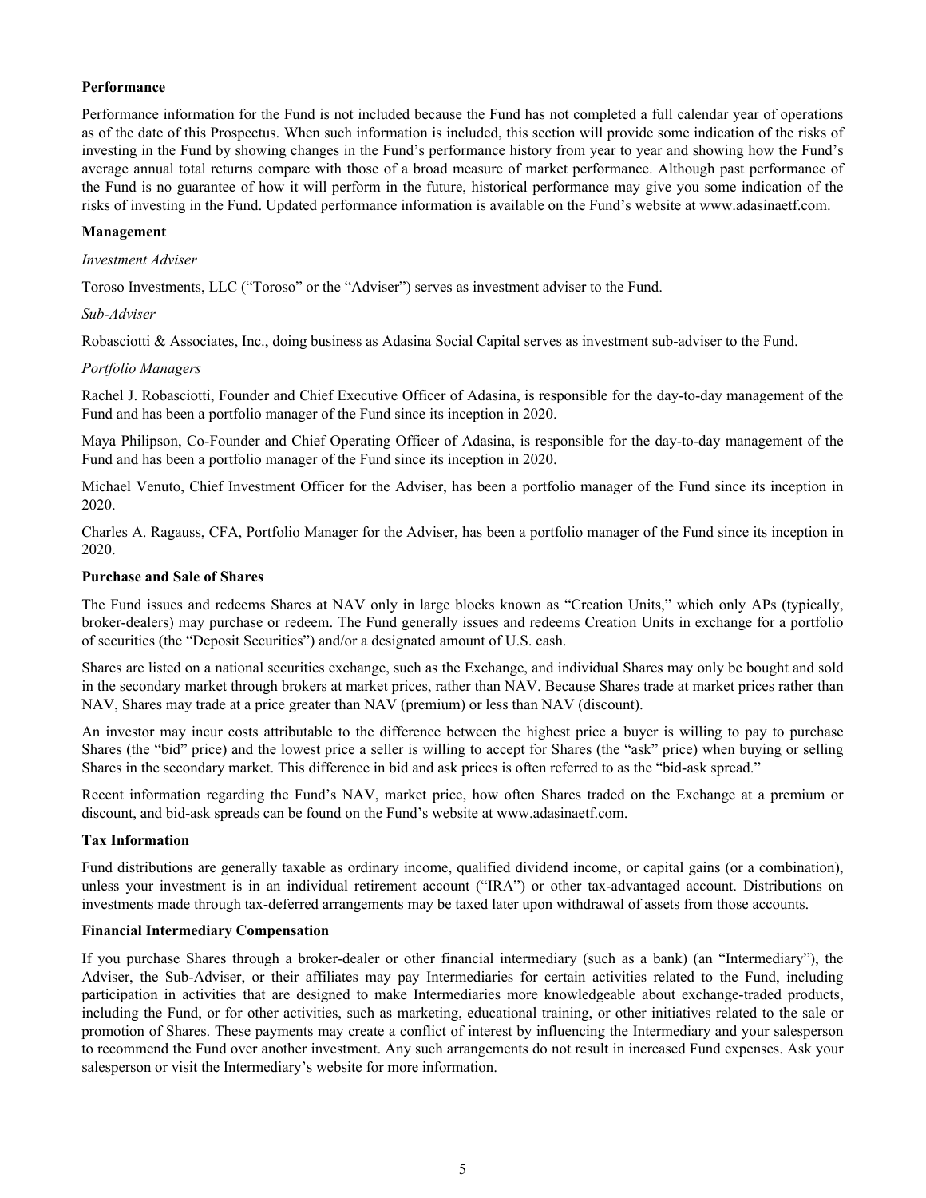**Performance**

Performance information for the Fund is not included because the Fund has not completed a full calendar year of operations as of the date of this Prospectus. When such information is included, this section will provide some indication of the risks of investing in the Fund by showing changes in the Fund's performance history from year to year and showing how the Fund's average annual total returns compare with those of a broad measure of market performance. Although past performance of the Fund is no guarantee of how it will perform in the future, historical performance may give you some indication of the risks of investing in the Fund. Updated performance information is available on the Fund's website at www.adasinaetf.com.

**Management**

*Investment Adviser*

Toroso Investments, LLC ("Toroso" or the "Adviser") serves as investment adviser to the Fund.

*Sub-Adviser*

Robasciotti & Associates, Inc., doing business as Adasina Social Capital serves as investment sub-adviser to the Fund.

*Portfolio Managers*

Rachel J. Robasciotti, Founder and Chief Executive Officer of Adasina, is responsible for the day-to-day management of the Fund and has been a portfolio manager of the Fund since its inception in 2020.

Maya Philipson, Co-Founder and Chief Operating Officer of Adasina, is responsible for the day-to-day management of the Fund and has been a portfolio manager of the Fund since its inception in 2020.

Michael Venuto, Chief Investment Officer for the Adviser, has been a portfolio manager of the Fund since its inception in 2020.

Charles A. Ragauss, CFA, Portfolio Manager for the Adviser, has been a portfolio manager of the Fund since its inception in 2020.

**Purchase and Sale of Shares**

The Fund issues and redeems Shares at NAV only in large blocks known as "Creation Units," which only APs (typically, broker-dealers) may purchase or redeem. The Fund generally issues and redeems Creation Units in exchange for a portfolio of securities (the "Deposit Securities") and/or a designated amount of U.S. cash.

Shares are listed on a national securities exchange, such as the Exchange, and individual Shares may only be bought and sold in the secondary market through brokers at market prices, rather than NAV. Because Shares trade at market prices rather than NAV, Shares may trade at a price greater than NAV (premium) or less than NAV (discount).

An investor may incur costs attributable to the difference between the highest price a buyer is willing to pay to purchase Shares (the "bid" price) and the lowest price a seller is willing to accept for Shares (the "ask" price) when buying or selling Shares in the secondary market. This difference in bid and ask prices is often referred to as the "bid-ask spread."

Recent information regarding the Fund's NAV, market price, how often Shares traded on the Exchange at a premium or discount, and bid-ask spreads can be found on the Fund's website at www.adasinaetf.com.

**Tax Information**

Fund distributions are generally taxable as ordinary income, qualified dividend income, or capital gains (or a combination), unless your investment is in an individual retirement account ("IRA") or other tax-advantaged account. Distributions on investments made through tax-deferred arrangements may be taxed later upon withdrawal of assets from those accounts.

**Financial Intermediary Compensation**

If you purchase Shares through a broker-dealer or other financial intermediary (such as a bank) (an "Intermediary"), the Adviser, the Sub-Adviser, or their affiliates may pay Intermediaries for certain activities related to the Fund, including participation in activities that are designed to make Intermediaries more knowledgeable about exchange-traded products, including the Fund, or for other activities, such as marketing, educational training, or other initiatives related to the sale or promotion of Shares. These payments may create a conflict of interest by influencing the Intermediary and your salesperson to recommend the Fund over another investment. Any such arrangements do not result in increased Fund expenses. Ask your salesperson or visit the Intermediary's website for more information.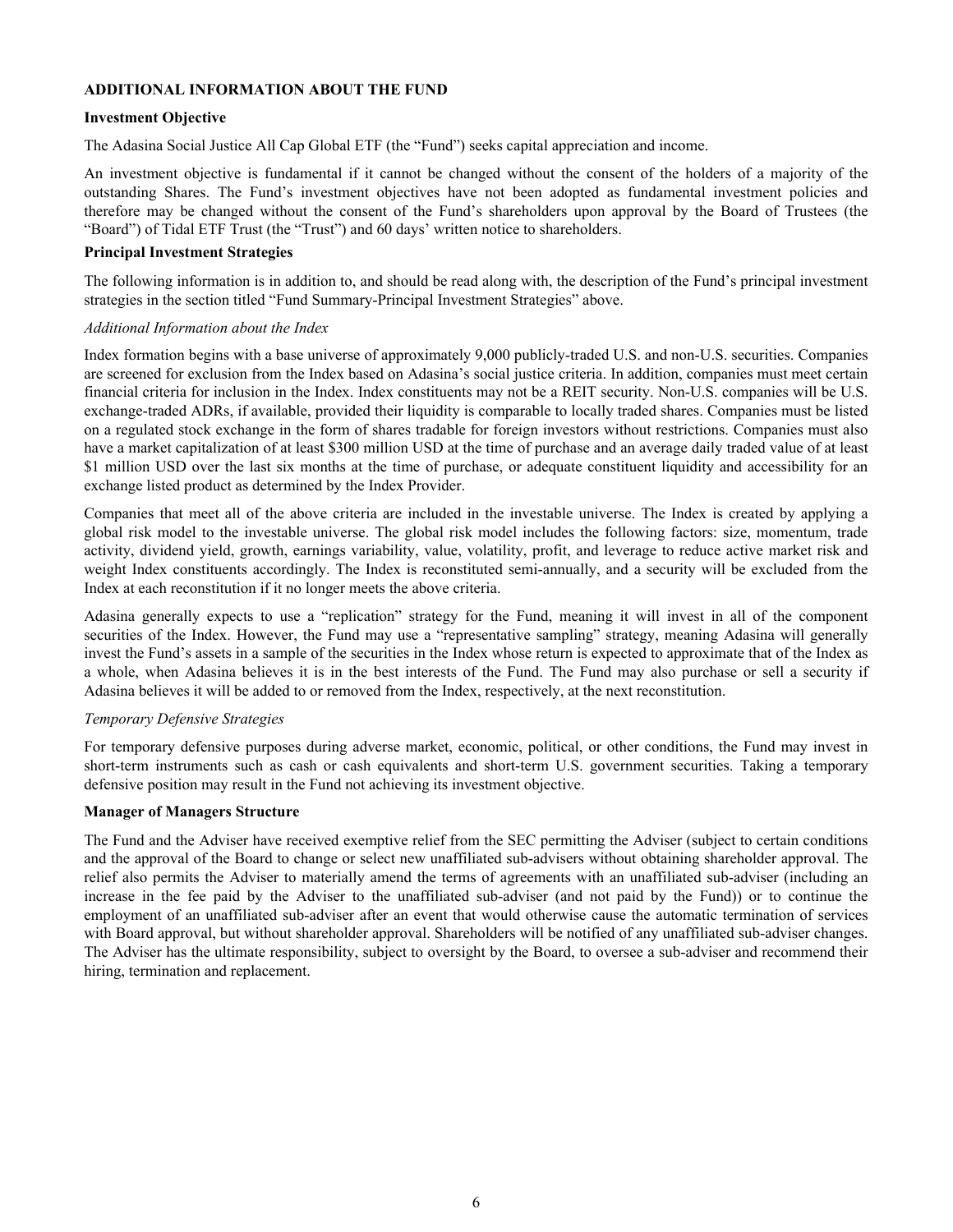## ADDITIONAL INFORMATION ABOUT THE FUND

### Investment Objective

The Adasina Social Justice All Cap Global ETF (the "Fund") seeks capital appreciation and income.

An investment objective is fundamental if it cannot be changed without the consent of the holders of a majority of the outstanding Shares. The Fund's investment objectives have not been adopted as fundamental investment policies and therefore may be changed without the consent of the Fund's shareholders upon approval by the Board of Trustees (the "Board") of Tidal ETF Trust (the "Trust") and 60 days' written notice to shareholders.

### Principal Investment Strategies

The following information is in addition to, and should be read along with, the description of the Fund's principal investment strategies in the section titled "Fund Summary-Principal Investment Strategies" above.

*Additional Information about the Index*

Index formation begins with a base universe of approximately 9,000 publicly-traded U.S. and non-U.S. securities. Companies are screened for exclusion from the Index based on Adasina's social justice criteria. In addition, companies must meet certain financial criteria for inclusion in the Index. Index constituents may not be a REIT security. Non-U.S. companies will be U.S. exchange-traded ADRs, if available, provided their liquidity is comparable to locally traded shares. Companies must be listed on a regulated stock exchange in the form of shares tradable for foreign investors without restrictions. Companies must also have a market capitalization of at least $300 million USD at the time of purchase and an average daily traded value of at least $1 million USD over the last six months at the time of purchase, or adequate constituent liquidity and accessibility for an exchange listed product as determined by the Index Provider.

Companies that meet all of the above criteria are included in the investable universe. The Index is created by applying a global risk model to the investable universe. The global risk model includes the following factors: size, momentum, trade activity, dividend yield, growth, earnings variability, value, volatility, profit, and leverage to reduce active market risk and weight Index constituents accordingly. The Index is reconstituted semi-annually, and a security will be excluded from the Index at each reconstitution if it no longer meets the above criteria.

Adasina generally expects to use a "replication" strategy for the Fund, meaning it will invest in all of the component securities of the Index. However, the Fund may use a "representative sampling" strategy, meaning Adasina will generally invest the Fund's assets in a sample of the securities in the Index whose return is expected to approximate that of the Index as a whole, when Adasina believes it is in the best interests of the Fund. The Fund may also purchase or sell a security if Adasina believes it will be added to or removed from the Index, respectively, at the next reconstitution.

*Temporary Defensive Strategies*

For temporary defensive purposes during adverse market, economic, political, or other conditions, the Fund may invest in short-term instruments such as cash or cash equivalents and short-term U.S. government securities. Taking a temporary defensive position may result in the Fund not achieving its investment objective.

### Manager of Managers Structure

The Fund and the Adviser have received exemptive relief from the SEC permitting the Adviser (subject to certain conditions and the approval of the Board to change or select new unaffiliated sub-advisers without obtaining shareholder approval. The relief also permits the Adviser to materially amend the terms of agreements with an unaffiliated sub-adviser (including an increase in the fee paid by the Adviser to the unaffiliated sub-adviser (and not paid by the Fund)) or to continue the employment of an unaffiliated sub-adviser after an event that would otherwise cause the automatic termination of services with Board approval, but without shareholder approval. Shareholders will be notified of any unaffiliated sub-adviser changes. The Adviser has the ultimate responsibility, subject to oversight by the Board, to oversee a sub-adviser and recommend their hiring, termination and replacement.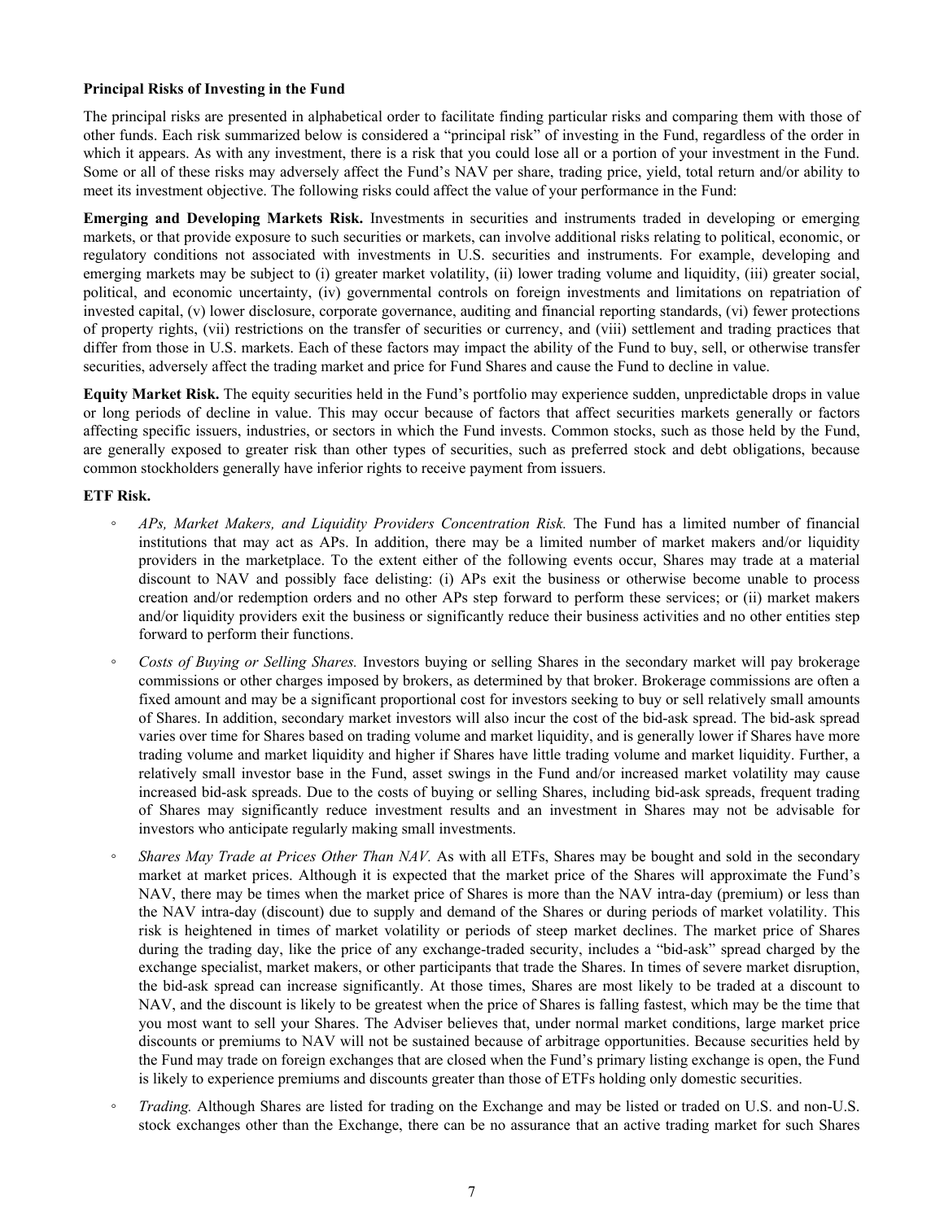**Principal Risks of Investing in the Fund**

The principal risks are presented in alphabetical order to facilitate finding particular risks and comparing them with those of other funds. Each risk summarized below is considered a "principal risk" of investing in the Fund, regardless of the order in which it appears. As with any investment, there is a risk that you could lose all or a portion of your investment in the Fund. Some or all of these risks may adversely affect the Fund's NAV per share, trading price, yield, total return and/or ability to meet its investment objective. The following risks could affect the value of your performance in the Fund:

**Emerging and Developing Markets Risk.** Investments in securities and instruments traded in developing or emerging markets, or that provide exposure to such securities or markets, can involve additional risks relating to political, economic, or regulatory conditions not associated with investments in U.S. securities and instruments. For example, developing and emerging markets may be subject to (i) greater market volatility, (ii) lower trading volume and liquidity, (iii) greater social, political, and economic uncertainty, (iv) governmental controls on foreign investments and limitations on repatriation of invested capital, (v) lower disclosure, corporate governance, auditing and financial reporting standards, (vi) fewer protections of property rights, (vii) restrictions on the transfer of securities or currency, and (viii) settlement and trading practices that differ from those in U.S. markets. Each of these factors may impact the ability of the Fund to buy, sell, or otherwise transfer securities, adversely affect the trading market and price for Fund Shares and cause the Fund to decline in value.

**Equity Market Risk.** The equity securities held in the Fund's portfolio may experience sudden, unpredictable drops in value or long periods of decline in value. This may occur because of factors that affect securities markets generally or factors affecting specific issuers, industries, or sectors in which the Fund invests. Common stocks, such as those held by the Fund, are generally exposed to greater risk than other types of securities, such as preferred stock and debt obligations, because common stockholders generally have inferior rights to receive payment from issuers.

**ETF Risk.**

- *APs, Market Makers, and Liquidity Providers Concentration Risk.* The Fund has a limited number of financial institutions that may act as APs. In addition, there may be a limited number of market makers and/or liquidity providers in the marketplace. To the extent either of the following events occur, Shares may trade at a material discount to NAV and possibly face delisting: (i) APs exit the business or otherwise become unable to process creation and/or redemption orders and no other APs step forward to perform these services; or (ii) market makers and/or liquidity providers exit the business or significantly reduce their business activities and no other entities step forward to perform their functions.

- *Costs of Buying or Selling Shares.* Investors buying or selling Shares in the secondary market will pay brokerage commissions or other charges imposed by brokers, as determined by that broker. Brokerage commissions are often a fixed amount and may be a significant proportional cost for investors seeking to buy or sell relatively small amounts of Shares. In addition, secondary market investors will also incur the cost of the bid-ask spread. The bid-ask spread varies over time for Shares based on trading volume and market liquidity, and is generally lower if Shares have more trading volume and market liquidity and higher if Shares have little trading volume and market liquidity. Further, a relatively small investor base in the Fund, asset swings in the Fund and/or increased market volatility may cause increased bid-ask spreads. Due to the costs of buying or selling Shares, including bid-ask spreads, frequent trading of Shares may significantly reduce investment results and an investment in Shares may not be advisable for investors who anticipate regularly making small investments.

- *Shares May Trade at Prices Other Than NAV.* As with all ETFs, Shares may be bought and sold in the secondary market at market prices. Although it is expected that the market price of the Shares will approximate the Fund's NAV, there may be times when the market price of Shares is more than the NAV intra-day (premium) or less than the NAV intra-day (discount) due to supply and demand of the Shares or during periods of market volatility. This risk is heightened in times of market volatility or periods of steep market declines. The market price of Shares during the trading day, like the price of any exchange-traded security, includes a "bid-ask" spread charged by the exchange specialist, market makers, or other participants that trade the Shares. In times of severe market disruption, the bid-ask spread can increase significantly. At those times, Shares are most likely to be traded at a discount to NAV, and the discount is likely to be greatest when the price of Shares is falling fastest, which may be the time that you most want to sell your Shares. The Adviser believes that, under normal market conditions, large market price discounts or premiums to NAV will not be sustained because of arbitrage opportunities. Because securities held by the Fund may trade on foreign exchanges that are closed when the Fund's primary listing exchange is open, the Fund is likely to experience premiums and discounts greater than those of ETFs holding only domestic securities.

- *Trading.* Although Shares are listed for trading on the Exchange and may be listed or traded on U.S. and non-U.S. stock exchanges other than the Exchange, there can be no assurance that an active trading market for such Shares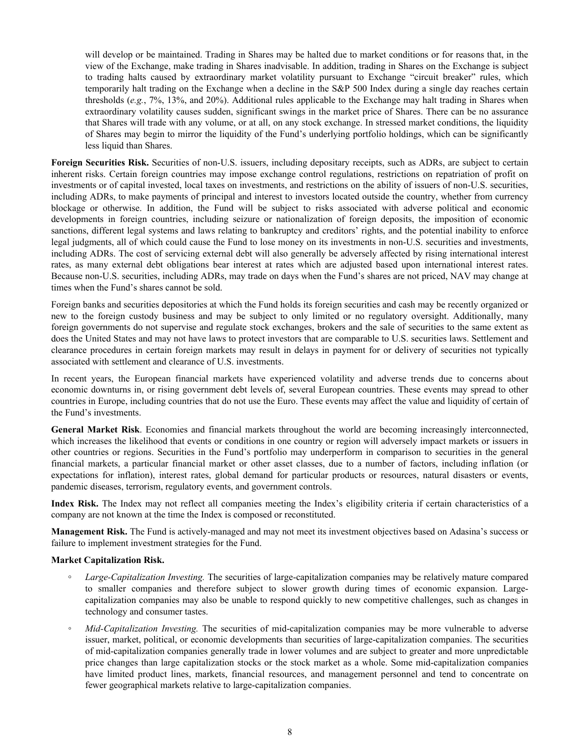will develop or be maintained. Trading in Shares may be halted due to market conditions or for reasons that, in the view of the Exchange, make trading in Shares inadvisable. In addition, trading in Shares on the Exchange is subject to trading halts caused by extraordinary market volatility pursuant to Exchange "circuit breaker" rules, which temporarily halt trading on the Exchange when a decline in the S&P 500 Index during a single day reaches certain thresholds (*e.g.*, 7%, 13%, and 20%). Additional rules applicable to the Exchange may halt trading in Shares when extraordinary volatility causes sudden, significant swings in the market price of Shares. There can be no assurance that Shares will trade with any volume, or at all, on any stock exchange. In stressed market conditions, the liquidity of Shares may begin to mirror the liquidity of the Fund's underlying portfolio holdings, which can be significantly less liquid than Shares.

**Foreign Securities Risk.** Securities of non-U.S. issuers, including depositary receipts, such as ADRs, are subject to certain inherent risks. Certain foreign countries may impose exchange control regulations, restrictions on repatriation of profit on investments or of capital invested, local taxes on investments, and restrictions on the ability of issuers of non-U.S. securities, including ADRs, to make payments of principal and interest to investors located outside the country, whether from currency blockage or otherwise. In addition, the Fund will be subject to risks associated with adverse political and economic developments in foreign countries, including seizure or nationalization of foreign deposits, the imposition of economic sanctions, different legal systems and laws relating to bankruptcy and creditors' rights, and the potential inability to enforce legal judgments, all of which could cause the Fund to lose money on its investments in non-U.S. securities and investments, including ADRs. The cost of servicing external debt will also generally be adversely affected by rising international interest rates, as many external debt obligations bear interest at rates which are adjusted based upon international interest rates. Because non-U.S. securities, including ADRs, may trade on days when the Fund's shares are not priced, NAV may change at times when the Fund's shares cannot be sold.

Foreign banks and securities depositories at which the Fund holds its foreign securities and cash may be recently organized or new to the foreign custody business and may be subject to only limited or no regulatory oversight. Additionally, many foreign governments do not supervise and regulate stock exchanges, brokers and the sale of securities to the same extent as does the United States and may not have laws to protect investors that are comparable to U.S. securities laws. Settlement and clearance procedures in certain foreign markets may result in delays in payment for or delivery of securities not typically associated with settlement and clearance of U.S. investments.

In recent years, the European financial markets have experienced volatility and adverse trends due to concerns about economic downturns in, or rising government debt levels of, several European countries. These events may spread to other countries in Europe, including countries that do not use the Euro. These events may affect the value and liquidity of certain of the Fund's investments.

**General Market Risk**. Economies and financial markets throughout the world are becoming increasingly interconnected, which increases the likelihood that events or conditions in one country or region will adversely impact markets or issuers in other countries or regions. Securities in the Fund's portfolio may underperform in comparison to securities in the general financial markets, a particular financial market or other asset classes, due to a number of factors, including inflation (or expectations for inflation), interest rates, global demand for particular products or resources, natural disasters or events, pandemic diseases, terrorism, regulatory events, and government controls.

**Index Risk.** The Index may not reflect all companies meeting the Index's eligibility criteria if certain characteristics of a company are not known at the time the Index is composed or reconstituted.

**Management Risk.** The Fund is actively-managed and may not meet its investment objectives based on Adasina's success or failure to implement investment strategies for the Fund.

**Market Capitalization Risk.**

- *Large-Capitalization Investing.* The securities of large-capitalization companies may be relatively mature compared to smaller companies and therefore subject to slower growth during times of economic expansion. Large-capitalization companies may also be unable to respond quickly to new competitive challenges, such as changes in technology and consumer tastes.
- *Mid-Capitalization Investing.* The securities of mid-capitalization companies may be more vulnerable to adverse issuer, market, political, or economic developments than securities of large-capitalization companies. The securities of mid-capitalization companies generally trade in lower volumes and are subject to greater and more unpredictable price changes than large capitalization stocks or the stock market as a whole. Some mid-capitalization companies have limited product lines, markets, financial resources, and management personnel and tend to concentrate on fewer geographical markets relative to large-capitalization companies.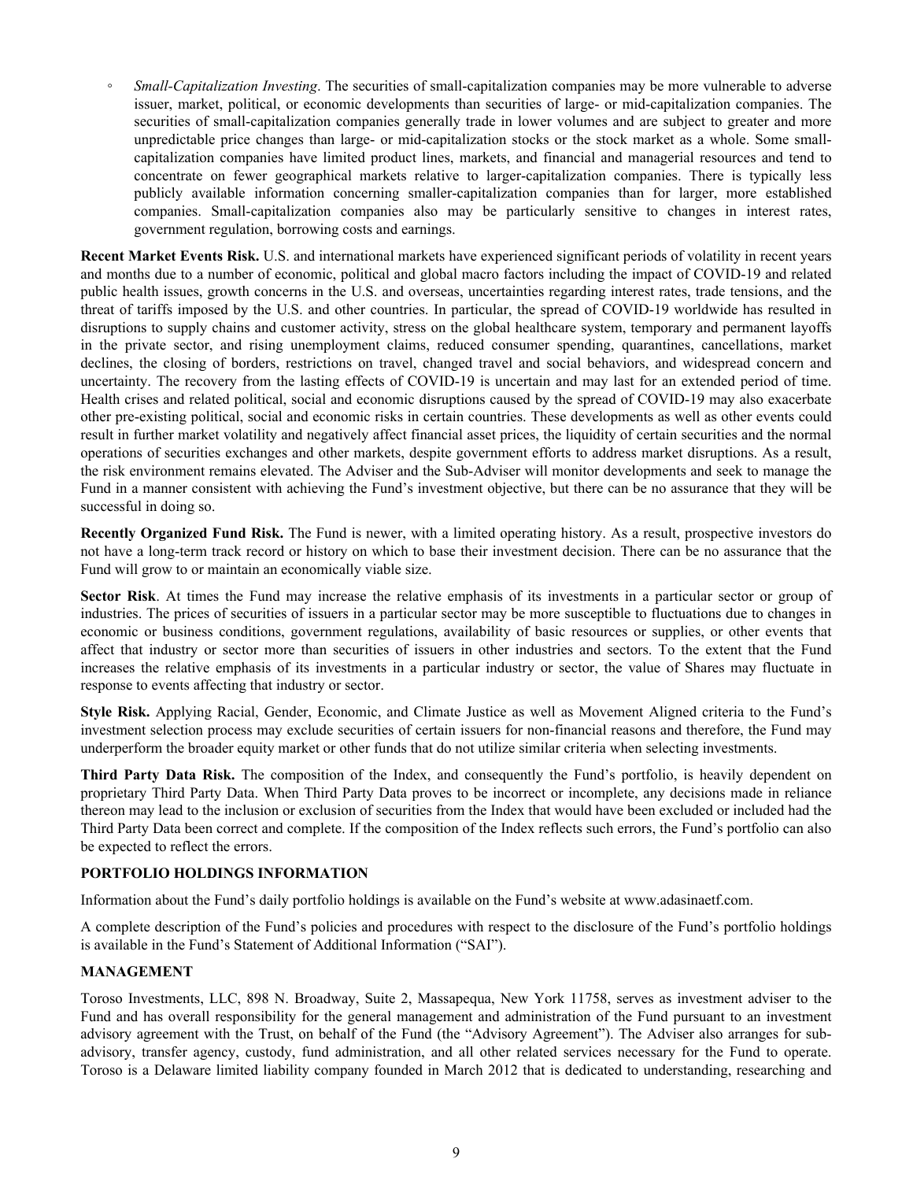- *Small-Capitalization Investing*. The securities of small-capitalization companies may be more vulnerable to adverse issuer, market, political, or economic developments than securities of large- or mid-capitalization companies. The securities of small-capitalization companies generally trade in lower volumes and are subject to greater and more unpredictable price changes than large- or mid-capitalization stocks or the stock market as a whole. Some small-capitalization companies have limited product lines, markets, and financial and managerial resources and tend to concentrate on fewer geographical markets relative to larger-capitalization companies. There is typically less publicly available information concerning smaller-capitalization companies than for larger, more established companies. Small-capitalization companies also may be particularly sensitive to changes in interest rates, government regulation, borrowing costs and earnings.

**Recent Market Events Risk.** U.S. and international markets have experienced significant periods of volatility in recent years and months due to a number of economic, political and global macro factors including the impact of COVID-19 and related public health issues, growth concerns in the U.S. and overseas, uncertainties regarding interest rates, trade tensions, and the threat of tariffs imposed by the U.S. and other countries. In particular, the spread of COVID-19 worldwide has resulted in disruptions to supply chains and customer activity, stress on the global healthcare system, temporary and permanent layoffs in the private sector, and rising unemployment claims, reduced consumer spending, quarantines, cancellations, market declines, the closing of borders, restrictions on travel, changed travel and social behaviors, and widespread concern and uncertainty. The recovery from the lasting effects of COVID-19 is uncertain and may last for an extended period of time. Health crises and related political, social and economic disruptions caused by the spread of COVID-19 may also exacerbate other pre-existing political, social and economic risks in certain countries. These developments as well as other events could result in further market volatility and negatively affect financial asset prices, the liquidity of certain securities and the normal operations of securities exchanges and other markets, despite government efforts to address market disruptions. As a result, the risk environment remains elevated. The Adviser and the Sub-Adviser will monitor developments and seek to manage the Fund in a manner consistent with achieving the Fund's investment objective, but there can be no assurance that they will be successful in doing so.

**Recently Organized Fund Risk.** The Fund is newer, with a limited operating history. As a result, prospective investors do not have a long-term track record or history on which to base their investment decision. There can be no assurance that the Fund will grow to or maintain an economically viable size.

**Sector Risk**. At times the Fund may increase the relative emphasis of its investments in a particular sector or group of industries. The prices of securities of issuers in a particular sector may be more susceptible to fluctuations due to changes in economic or business conditions, government regulations, availability of basic resources or supplies, or other events that affect that industry or sector more than securities of issuers in other industries and sectors. To the extent that the Fund increases the relative emphasis of its investments in a particular industry or sector, the value of Shares may fluctuate in response to events affecting that industry or sector.

**Style Risk.** Applying Racial, Gender, Economic, and Climate Justice as well as Movement Aligned criteria to the Fund's investment selection process may exclude securities of certain issuers for non-financial reasons and therefore, the Fund may underperform the broader equity market or other funds that do not utilize similar criteria when selecting investments.

**Third Party Data Risk.** The composition of the Index, and consequently the Fund's portfolio, is heavily dependent on proprietary Third Party Data. When Third Party Data proves to be incorrect or incomplete, any decisions made in reliance thereon may lead to the inclusion or exclusion of securities from the Index that would have been excluded or included had the Third Party Data been correct and complete. If the composition of the Index reflects such errors, the Fund's portfolio can also be expected to reflect the errors.

## PORTFOLIO HOLDINGS INFORMATION

Information about the Fund's daily portfolio holdings is available on the Fund's website at www.adasinaetf.com.

A complete description of the Fund's policies and procedures with respect to the disclosure of the Fund's portfolio holdings is available in the Fund's Statement of Additional Information ("SAI").

## MANAGEMENT

Toroso Investments, LLC, 898 N. Broadway, Suite 2, Massapequa, New York 11758, serves as investment adviser to the Fund and has overall responsibility for the general management and administration of the Fund pursuant to an investment advisory agreement with the Trust, on behalf of the Fund (the "Advisory Agreement"). The Adviser also arranges for sub-advisory, transfer agency, custody, fund administration, and all other related services necessary for the Fund to operate. Toroso is a Delaware limited liability company founded in March 2012 that is dedicated to understanding, researching and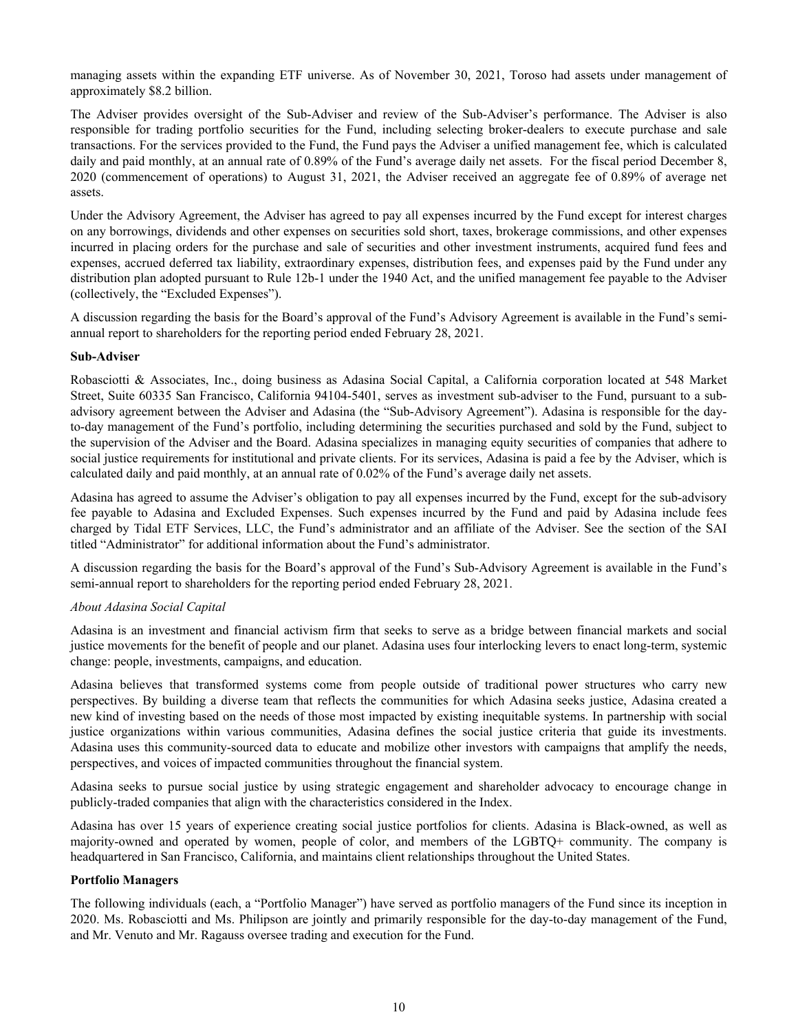managing assets within the expanding ETF universe. As of November 30, 2021, Toroso had assets under management of approximately $8.2 billion.

The Adviser provides oversight of the Sub-Adviser and review of the Sub-Adviser's performance. The Adviser is also responsible for trading portfolio securities for the Fund, including selecting broker-dealers to execute purchase and sale transactions. For the services provided to the Fund, the Fund pays the Adviser a unified management fee, which is calculated daily and paid monthly, at an annual rate of 0.89% of the Fund's average daily net assets. For the fiscal period December 8, 2020 (commencement of operations) to August 31, 2021, the Adviser received an aggregate fee of 0.89% of average net assets.

Under the Advisory Agreement, the Adviser has agreed to pay all expenses incurred by the Fund except for interest charges on any borrowings, dividends and other expenses on securities sold short, taxes, brokerage commissions, and other expenses incurred in placing orders for the purchase and sale of securities and other investment instruments, acquired fund fees and expenses, accrued deferred tax liability, extraordinary expenses, distribution fees, and expenses paid by the Fund under any distribution plan adopted pursuant to Rule 12b-1 under the 1940 Act, and the unified management fee payable to the Adviser (collectively, the "Excluded Expenses").

A discussion regarding the basis for the Board's approval of the Fund's Advisory Agreement is available in the Fund's semi-annual report to shareholders for the reporting period ended February 28, 2021.

**Sub-Adviser**

Robasciotti & Associates, Inc., doing business as Adasina Social Capital, a California corporation located at 548 Market Street, Suite 60335 San Francisco, California 94104-5401, serves as investment sub-adviser to the Fund, pursuant to a sub-advisory agreement between the Adviser and Adasina (the "Sub-Advisory Agreement"). Adasina is responsible for the day-to-day management of the Fund's portfolio, including determining the securities purchased and sold by the Fund, subject to the supervision of the Adviser and the Board. Adasina specializes in managing equity securities of companies that adhere to social justice requirements for institutional and private clients. For its services, Adasina is paid a fee by the Adviser, which is calculated daily and paid monthly, at an annual rate of 0.02% of the Fund's average daily net assets.

Adasina has agreed to assume the Adviser's obligation to pay all expenses incurred by the Fund, except for the sub-advisory fee payable to Adasina and Excluded Expenses. Such expenses incurred by the Fund and paid by Adasina include fees charged by Tidal ETF Services, LLC, the Fund's administrator and an affiliate of the Adviser. See the section of the SAI titled "Administrator" for additional information about the Fund's administrator.

A discussion regarding the basis for the Board's approval of the Fund's Sub-Advisory Agreement is available in the Fund's semi-annual report to shareholders for the reporting period ended February 28, 2021.

*About Adasina Social Capital*

Adasina is an investment and financial activism firm that seeks to serve as a bridge between financial markets and social justice movements for the benefit of people and our planet. Adasina uses four interlocking levers to enact long-term, systemic change: people, investments, campaigns, and education.

Adasina believes that transformed systems come from people outside of traditional power structures who carry new perspectives. By building a diverse team that reflects the communities for which Adasina seeks justice, Adasina created a new kind of investing based on the needs of those most impacted by existing inequitable systems. In partnership with social justice organizations within various communities, Adasina defines the social justice criteria that guide its investments. Adasina uses this community-sourced data to educate and mobilize other investors with campaigns that amplify the needs, perspectives, and voices of impacted communities throughout the financial system.

Adasina seeks to pursue social justice by using strategic engagement and shareholder advocacy to encourage change in publicly-traded companies that align with the characteristics considered in the Index.

Adasina has over 15 years of experience creating social justice portfolios for clients. Adasina is Black-owned, as well as majority-owned and operated by women, people of color, and members of the LGBTQ+ community. The company is headquartered in San Francisco, California, and maintains client relationships throughout the United States.

**Portfolio Managers**

The following individuals (each, a "Portfolio Manager") have served as portfolio managers of the Fund since its inception in 2020. Ms. Robasciotti and Ms. Philipson are jointly and primarily responsible for the day-to-day management of the Fund, and Mr. Venuto and Mr. Ragauss oversee trading and execution for the Fund.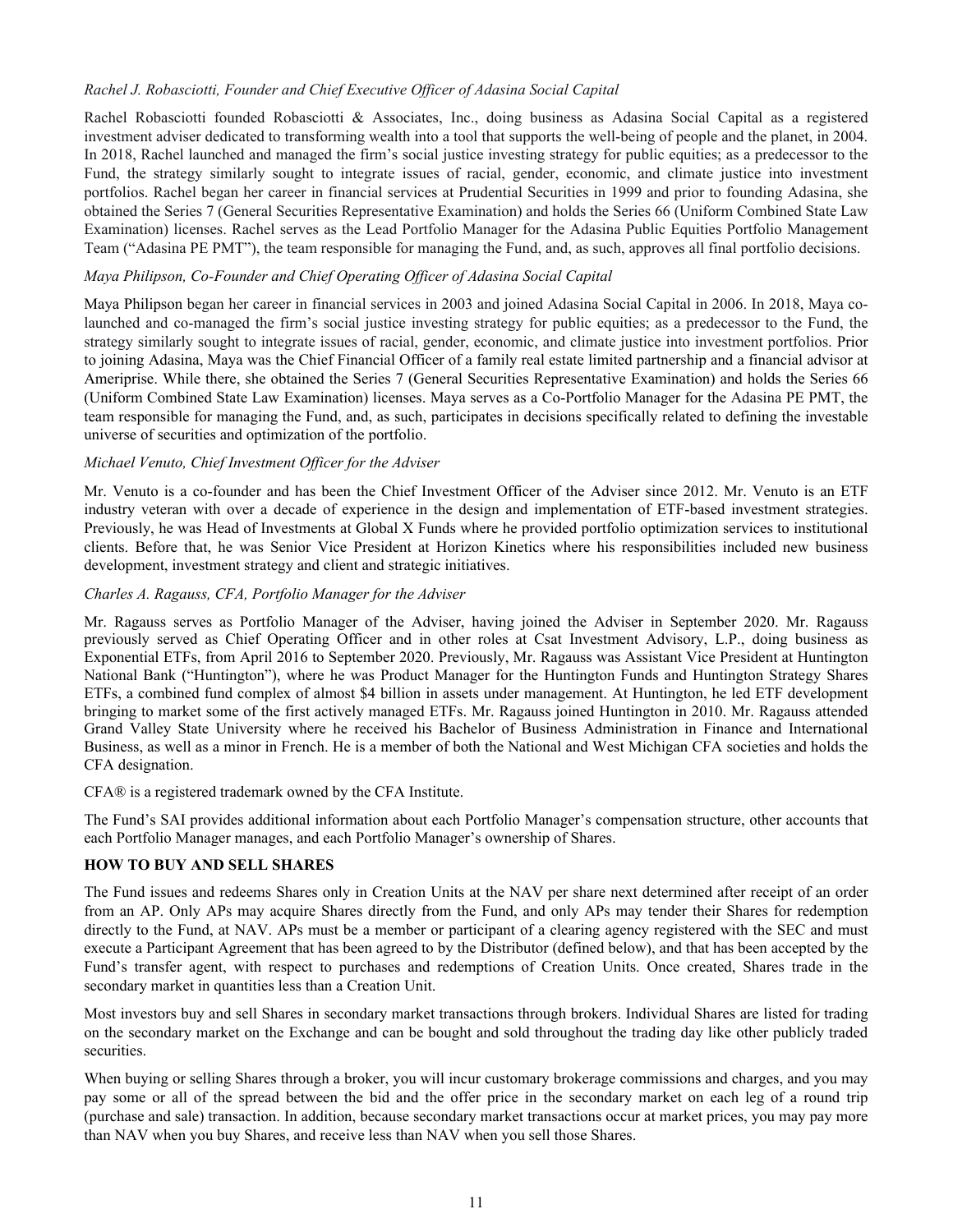*Rachel J. Robasciotti, Founder and Chief Executive Officer of Adasina Social Capital*

Rachel Robasciotti founded Robasciotti & Associates, Inc., doing business as Adasina Social Capital as a registered investment adviser dedicated to transforming wealth into a tool that supports the well-being of people and the planet, in 2004. In 2018, Rachel launched and managed the firm's social justice investing strategy for public equities; as a predecessor to the Fund, the strategy similarly sought to integrate issues of racial, gender, economic, and climate justice into investment portfolios. Rachel began her career in financial services at Prudential Securities in 1999 and prior to founding Adasina, she obtained the Series 7 (General Securities Representative Examination) and holds the Series 66 (Uniform Combined State Law Examination) licenses. Rachel serves as the Lead Portfolio Manager for the Adasina Public Equities Portfolio Management Team ("Adasina PE PMT"), the team responsible for managing the Fund, and, as such, approves all final portfolio decisions.

*Maya Philipson, Co-Founder and Chief Operating Officer of Adasina Social Capital*

Maya Philipson began her career in financial services in 2003 and joined Adasina Social Capital in 2006. In 2018, Maya co-launched and co-managed the firm's social justice investing strategy for public equities; as a predecessor to the Fund, the strategy similarly sought to integrate issues of racial, gender, economic, and climate justice into investment portfolios. Prior to joining Adasina, Maya was the Chief Financial Officer of a family real estate limited partnership and a financial advisor at Ameriprise. While there, she obtained the Series 7 (General Securities Representative Examination) and holds the Series 66 (Uniform Combined State Law Examination) licenses. Maya serves as a Co-Portfolio Manager for the Adasina PE PMT, the team responsible for managing the Fund, and, as such, participates in decisions specifically related to defining the investable universe of securities and optimization of the portfolio.

*Michael Venuto, Chief Investment Officer for the Adviser*

Mr. Venuto is a co-founder and has been the Chief Investment Officer of the Adviser since 2012. Mr. Venuto is an ETF industry veteran with over a decade of experience in the design and implementation of ETF-based investment strategies. Previously, he was Head of Investments at Global X Funds where he provided portfolio optimization services to institutional clients. Before that, he was Senior Vice President at Horizon Kinetics where his responsibilities included new business development, investment strategy and client and strategic initiatives.

*Charles A. Ragauss, CFA, Portfolio Manager for the Adviser*

Mr. Ragauss serves as Portfolio Manager of the Adviser, having joined the Adviser in September 2020. Mr. Ragauss previously served as Chief Operating Officer and in other roles at Csat Investment Advisory, L.P., doing business as Exponential ETFs, from April 2016 to September 2020. Previously, Mr. Ragauss was Assistant Vice President at Huntington National Bank ("Huntington"), where he was Product Manager for the Huntington Funds and Huntington Strategy Shares ETFs, a combined fund complex of almost $4 billion in assets under management. At Huntington, he led ETF development bringing to market some of the first actively managed ETFs. Mr. Ragauss joined Huntington in 2010. Mr. Ragauss attended Grand Valley State University where he received his Bachelor of Business Administration in Finance and International Business, as well as a minor in French. He is a member of both the National and West Michigan CFA societies and holds the CFA designation.

CFA® is a registered trademark owned by the CFA Institute.

The Fund's SAI provides additional information about each Portfolio Manager's compensation structure, other accounts that each Portfolio Manager manages, and each Portfolio Manager's ownership of Shares.

## HOW TO BUY AND SELL SHARES

The Fund issues and redeems Shares only in Creation Units at the NAV per share next determined after receipt of an order from an AP. Only APs may acquire Shares directly from the Fund, and only APs may tender their Shares for redemption directly to the Fund, at NAV. APs must be a member or participant of a clearing agency registered with the SEC and must execute a Participant Agreement that has been agreed to by the Distributor (defined below), and that has been accepted by the Fund's transfer agent, with respect to purchases and redemptions of Creation Units. Once created, Shares trade in the secondary market in quantities less than a Creation Unit.

Most investors buy and sell Shares in secondary market transactions through brokers. Individual Shares are listed for trading on the secondary market on the Exchange and can be bought and sold throughout the trading day like other publicly traded securities.

When buying or selling Shares through a broker, you will incur customary brokerage commissions and charges, and you may pay some or all of the spread between the bid and the offer price in the secondary market on each leg of a round trip (purchase and sale) transaction. In addition, because secondary market transactions occur at market prices, you may pay more than NAV when you buy Shares, and receive less than NAV when you sell those Shares.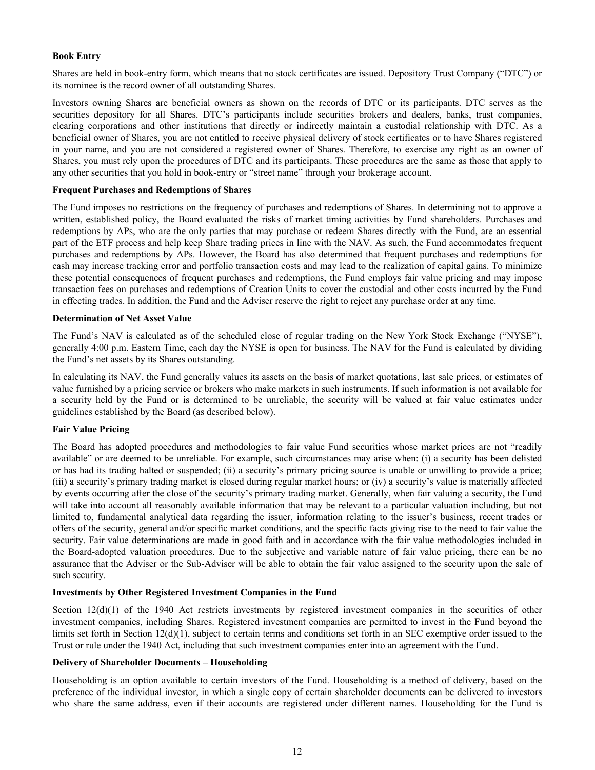**Book Entry**

Shares are held in book-entry form, which means that no stock certificates are issued. Depository Trust Company ("DTC") or its nominee is the record owner of all outstanding Shares.

Investors owning Shares are beneficial owners as shown on the records of DTC or its participants. DTC serves as the securities depository for all Shares. DTC's participants include securities brokers and dealers, banks, trust companies, clearing corporations and other institutions that directly or indirectly maintain a custodial relationship with DTC. As a beneficial owner of Shares, you are not entitled to receive physical delivery of stock certificates or to have Shares registered in your name, and you are not considered a registered owner of Shares. Therefore, to exercise any right as an owner of Shares, you must rely upon the procedures of DTC and its participants. These procedures are the same as those that apply to any other securities that you hold in book-entry or "street name" through your brokerage account.

**Frequent Purchases and Redemptions of Shares**

The Fund imposes no restrictions on the frequency of purchases and redemptions of Shares. In determining not to approve a written, established policy, the Board evaluated the risks of market timing activities by Fund shareholders. Purchases and redemptions by APs, who are the only parties that may purchase or redeem Shares directly with the Fund, are an essential part of the ETF process and help keep Share trading prices in line with the NAV. As such, the Fund accommodates frequent purchases and redemptions by APs. However, the Board has also determined that frequent purchases and redemptions for cash may increase tracking error and portfolio transaction costs and may lead to the realization of capital gains. To minimize these potential consequences of frequent purchases and redemptions, the Fund employs fair value pricing and may impose transaction fees on purchases and redemptions of Creation Units to cover the custodial and other costs incurred by the Fund in effecting trades. In addition, the Fund and the Adviser reserve the right to reject any purchase order at any time.

**Determination of Net Asset Value**

The Fund's NAV is calculated as of the scheduled close of regular trading on the New York Stock Exchange ("NYSE"), generally 4:00 p.m. Eastern Time, each day the NYSE is open for business. The NAV for the Fund is calculated by dividing the Fund's net assets by its Shares outstanding.

In calculating its NAV, the Fund generally values its assets on the basis of market quotations, last sale prices, or estimates of value furnished by a pricing service or brokers who make markets in such instruments. If such information is not available for a security held by the Fund or is determined to be unreliable, the security will be valued at fair value estimates under guidelines established by the Board (as described below).

**Fair Value Pricing**

The Board has adopted procedures and methodologies to fair value Fund securities whose market prices are not "readily available" or are deemed to be unreliable. For example, such circumstances may arise when: (i) a security has been delisted or has had its trading halted or suspended; (ii) a security's primary pricing source is unable or unwilling to provide a price; (iii) a security's primary trading market is closed during regular market hours; or (iv) a security's value is materially affected by events occurring after the close of the security's primary trading market. Generally, when fair valuing a security, the Fund will take into account all reasonably available information that may be relevant to a particular valuation including, but not limited to, fundamental analytical data regarding the issuer, information relating to the issuer's business, recent trades or offers of the security, general and/or specific market conditions, and the specific facts giving rise to the need to fair value the security. Fair value determinations are made in good faith and in accordance with the fair value methodologies included in the Board-adopted valuation procedures. Due to the subjective and variable nature of fair value pricing, there can be no assurance that the Adviser or the Sub-Adviser will be able to obtain the fair value assigned to the security upon the sale of such security.

**Investments by Other Registered Investment Companies in the Fund**

Section 12(d)(1) of the 1940 Act restricts investments by registered investment companies in the securities of other investment companies, including Shares. Registered investment companies are permitted to invest in the Fund beyond the limits set forth in Section 12(d)(1), subject to certain terms and conditions set forth in an SEC exemptive order issued to the Trust or rule under the 1940 Act, including that such investment companies enter into an agreement with the Fund.

**Delivery of Shareholder Documents – Householding**

Householding is an option available to certain investors of the Fund. Householding is a method of delivery, based on the preference of the individual investor, in which a single copy of certain shareholder documents can be delivered to investors who share the same address, even if their accounts are registered under different names. Householding for the Fund is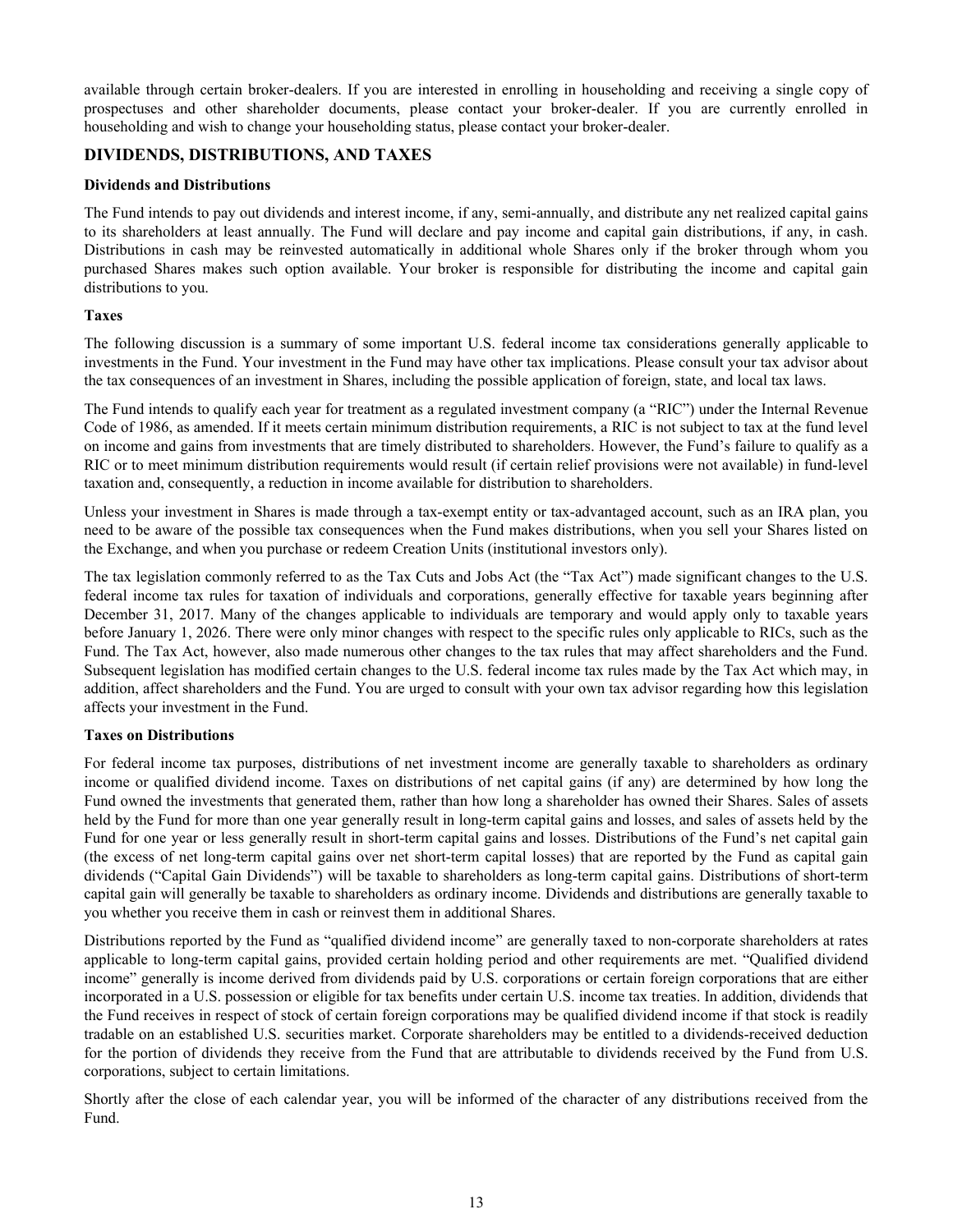available through certain broker-dealers. If you are interested in enrolling in householding and receiving a single copy of prospectuses and other shareholder documents, please contact your broker-dealer. If you are currently enrolled in householding and wish to change your householding status, please contact your broker-dealer.

## DIVIDENDS, DISTRIBUTIONS, AND TAXES

### Dividends and Distributions

The Fund intends to pay out dividends and interest income, if any, semi-annually, and distribute any net realized capital gains to its shareholders at least annually. The Fund will declare and pay income and capital gain distributions, if any, in cash. Distributions in cash may be reinvested automatically in additional whole Shares only if the broker through whom you purchased Shares makes such option available. Your broker is responsible for distributing the income and capital gain distributions to you.

### Taxes

The following discussion is a summary of some important U.S. federal income tax considerations generally applicable to investments in the Fund. Your investment in the Fund may have other tax implications. Please consult your tax advisor about the tax consequences of an investment in Shares, including the possible application of foreign, state, and local tax laws.

The Fund intends to qualify each year for treatment as a regulated investment company (a "RIC") under the Internal Revenue Code of 1986, as amended. If it meets certain minimum distribution requirements, a RIC is not subject to tax at the fund level on income and gains from investments that are timely distributed to shareholders. However, the Fund's failure to qualify as a RIC or to meet minimum distribution requirements would result (if certain relief provisions were not available) in fund-level taxation and, consequently, a reduction in income available for distribution to shareholders.

Unless your investment in Shares is made through a tax-exempt entity or tax-advantaged account, such as an IRA plan, you need to be aware of the possible tax consequences when the Fund makes distributions, when you sell your Shares listed on the Exchange, and when you purchase or redeem Creation Units (institutional investors only).

The tax legislation commonly referred to as the Tax Cuts and Jobs Act (the "Tax Act") made significant changes to the U.S. federal income tax rules for taxation of individuals and corporations, generally effective for taxable years beginning after December 31, 2017. Many of the changes applicable to individuals are temporary and would apply only to taxable years before January 1, 2026. There were only minor changes with respect to the specific rules only applicable to RICs, such as the Fund. The Tax Act, however, also made numerous other changes to the tax rules that may affect shareholders and the Fund. Subsequent legislation has modified certain changes to the U.S. federal income tax rules made by the Tax Act which may, in addition, affect shareholders and the Fund. You are urged to consult with your own tax advisor regarding how this legislation affects your investment in the Fund.

### Taxes on Distributions

For federal income tax purposes, distributions of net investment income are generally taxable to shareholders as ordinary income or qualified dividend income. Taxes on distributions of net capital gains (if any) are determined by how long the Fund owned the investments that generated them, rather than how long a shareholder has owned their Shares. Sales of assets held by the Fund for more than one year generally result in long-term capital gains and losses, and sales of assets held by the Fund for one year or less generally result in short-term capital gains and losses. Distributions of the Fund's net capital gain (the excess of net long-term capital gains over net short-term capital losses) that are reported by the Fund as capital gain dividends ("Capital Gain Dividends") will be taxable to shareholders as long-term capital gains. Distributions of short-term capital gain will generally be taxable to shareholders as ordinary income. Dividends and distributions are generally taxable to you whether you receive them in cash or reinvest them in additional Shares.

Distributions reported by the Fund as "qualified dividend income" are generally taxed to non-corporate shareholders at rates applicable to long-term capital gains, provided certain holding period and other requirements are met. "Qualified dividend income" generally is income derived from dividends paid by U.S. corporations or certain foreign corporations that are either incorporated in a U.S. possession or eligible for tax benefits under certain U.S. income tax treaties. In addition, dividends that the Fund receives in respect of stock of certain foreign corporations may be qualified dividend income if that stock is readily tradable on an established U.S. securities market. Corporate shareholders may be entitled to a dividends-received deduction for the portion of dividends they receive from the Fund that are attributable to dividends received by the Fund from U.S. corporations, subject to certain limitations.

Shortly after the close of each calendar year, you will be informed of the character of any distributions received from the Fund.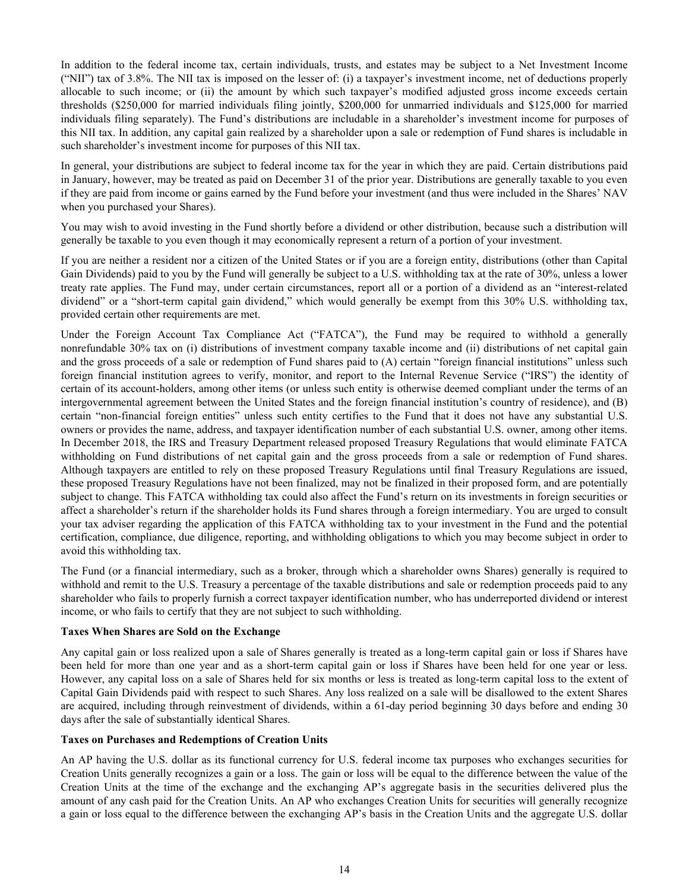In addition to the federal income tax, certain individuals, trusts, and estates may be subject to a Net Investment Income ("NII") tax of 3.8%. The NII tax is imposed on the lesser of: (i) a taxpayer's investment income, net of deductions properly allocable to such income; or (ii) the amount by which such taxpayer's modified adjusted gross income exceeds certain thresholds ($250,000 for married individuals filing jointly, $200,000 for unmarried individuals and $125,000 for married individuals filing separately). The Fund's distributions are includable in a shareholder's investment income for purposes of this NII tax. In addition, any capital gain realized by a shareholder upon a sale or redemption of Fund shares is includable in such shareholder's investment income for purposes of this NII tax.

In general, your distributions are subject to federal income tax for the year in which they are paid. Certain distributions paid in January, however, may be treated as paid on December 31 of the prior year. Distributions are generally taxable to you even if they are paid from income or gains earned by the Fund before your investment (and thus were included in the Shares' NAV when you purchased your Shares).

You may wish to avoid investing in the Fund shortly before a dividend or other distribution, because such a distribution will generally be taxable to you even though it may economically represent a return of a portion of your investment.

If you are neither a resident nor a citizen of the United States or if you are a foreign entity, distributions (other than Capital Gain Dividends) paid to you by the Fund will generally be subject to a U.S. withholding tax at the rate of 30%, unless a lower treaty rate applies. The Fund may, under certain circumstances, report all or a portion of a dividend as an "interest-related dividend" or a "short-term capital gain dividend," which would generally be exempt from this 30% U.S. withholding tax, provided certain other requirements are met.

Under the Foreign Account Tax Compliance Act ("FATCA"), the Fund may be required to withhold a generally nonrefundable 30% tax on (i) distributions of investment company taxable income and (ii) distributions of net capital gain and the gross proceeds of a sale or redemption of Fund shares paid to (A) certain "foreign financial institutions" unless such foreign financial institution agrees to verify, monitor, and report to the Internal Revenue Service ("IRS") the identity of certain of its account-holders, among other items (or unless such entity is otherwise deemed compliant under the terms of an intergovernmental agreement between the United States and the foreign financial institution's country of residence), and (B) certain "non-financial foreign entities" unless such entity certifies to the Fund that it does not have any substantial U.S. owners or provides the name, address, and taxpayer identification number of each substantial U.S. owner, among other items. In December 2018, the IRS and Treasury Department released proposed Treasury Regulations that would eliminate FATCA withholding on Fund distributions of net capital gain and the gross proceeds from a sale or redemption of Fund shares. Although taxpayers are entitled to rely on these proposed Treasury Regulations until final Treasury Regulations are issued, these proposed Treasury Regulations have not been finalized, may not be finalized in their proposed form, and are potentially subject to change. This FATCA withholding tax could also affect the Fund's return on its investments in foreign securities or affect a shareholder's return if the shareholder holds its Fund shares through a foreign intermediary. You are urged to consult your tax adviser regarding the application of this FATCA withholding tax to your investment in the Fund and the potential certification, compliance, due diligence, reporting, and withholding obligations to which you may become subject in order to avoid this withholding tax.

The Fund (or a financial intermediary, such as a broker, through which a shareholder owns Shares) generally is required to withhold and remit to the U.S. Treasury a percentage of the taxable distributions and sale or redemption proceeds paid to any shareholder who fails to properly furnish a correct taxpayer identification number, who has underreported dividend or interest income, or who fails to certify that they are not subject to such withholding.

**Taxes When Shares are Sold on the Exchange**

Any capital gain or loss realized upon a sale of Shares generally is treated as a long-term capital gain or loss if Shares have been held for more than one year and as a short-term capital gain or loss if Shares have been held for one year or less. However, any capital loss on a sale of Shares held for six months or less is treated as long-term capital loss to the extent of Capital Gain Dividends paid with respect to such Shares. Any loss realized on a sale will be disallowed to the extent Shares are acquired, including through reinvestment of dividends, within a 61-day period beginning 30 days before and ending 30 days after the sale of substantially identical Shares.

**Taxes on Purchases and Redemptions of Creation Units**

An AP having the U.S. dollar as its functional currency for U.S. federal income tax purposes who exchanges securities for Creation Units generally recognizes a gain or a loss. The gain or loss will be equal to the difference between the value of the Creation Units at the time of the exchange and the exchanging AP's aggregate basis in the securities delivered plus the amount of any cash paid for the Creation Units. An AP who exchanges Creation Units for securities will generally recognize a gain or loss equal to the difference between the exchanging AP's basis in the Creation Units and the aggregate U.S. dollar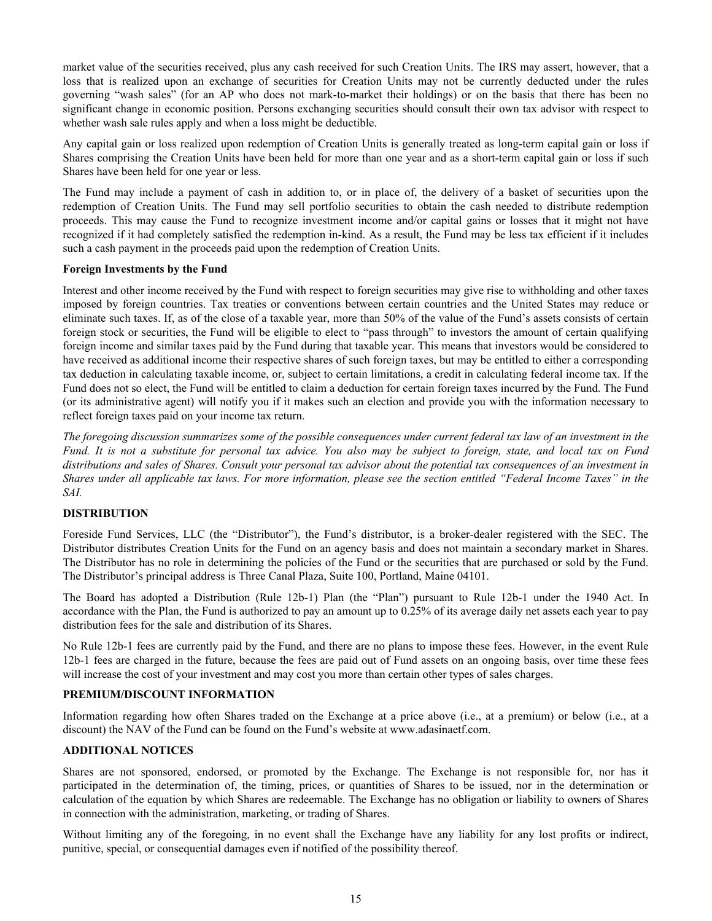market value of the securities received, plus any cash received for such Creation Units. The IRS may assert, however, that a loss that is realized upon an exchange of securities for Creation Units may not be currently deducted under the rules governing "wash sales" (for an AP who does not mark-to-market their holdings) or on the basis that there has been no significant change in economic position. Persons exchanging securities should consult their own tax advisor with respect to whether wash sale rules apply and when a loss might be deductible.

Any capital gain or loss realized upon redemption of Creation Units is generally treated as long-term capital gain or loss if Shares comprising the Creation Units have been held for more than one year and as a short-term capital gain or loss if such Shares have been held for one year or less.

The Fund may include a payment of cash in addition to, or in place of, the delivery of a basket of securities upon the redemption of Creation Units. The Fund may sell portfolio securities to obtain the cash needed to distribute redemption proceeds. This may cause the Fund to recognize investment income and/or capital gains or losses that it might not have recognized if it had completely satisfied the redemption in-kind. As a result, the Fund may be less tax efficient if it includes such a cash payment in the proceeds paid upon the redemption of Creation Units.

**Foreign Investments by the Fund**

Interest and other income received by the Fund with respect to foreign securities may give rise to withholding and other taxes imposed by foreign countries. Tax treaties or conventions between certain countries and the United States may reduce or eliminate such taxes. If, as of the close of a taxable year, more than 50% of the value of the Fund's assets consists of certain foreign stock or securities, the Fund will be eligible to elect to "pass through" to investors the amount of certain qualifying foreign income and similar taxes paid by the Fund during that taxable year. This means that investors would be considered to have received as additional income their respective shares of such foreign taxes, but may be entitled to either a corresponding tax deduction in calculating taxable income, or, subject to certain limitations, a credit in calculating federal income tax. If the Fund does not so elect, the Fund will be entitled to claim a deduction for certain foreign taxes incurred by the Fund. The Fund (or its administrative agent) will notify you if it makes such an election and provide you with the information necessary to reflect foreign taxes paid on your income tax return.

*The foregoing discussion summarizes some of the possible consequences under current federal tax law of an investment in the Fund. It is not a substitute for personal tax advice. You also may be subject to foreign, state, and local tax on Fund distributions and sales of Shares. Consult your personal tax advisor about the potential tax consequences of an investment in Shares under all applicable tax laws. For more information, please see the section entitled "Federal Income Taxes" in the SAI.*

## DISTRIBUTION

Foreside Fund Services, LLC (the "Distributor"), the Fund's distributor, is a broker-dealer registered with the SEC. The Distributor distributes Creation Units for the Fund on an agency basis and does not maintain a secondary market in Shares. The Distributor has no role in determining the policies of the Fund or the securities that are purchased or sold by the Fund. The Distributor's principal address is Three Canal Plaza, Suite 100, Portland, Maine 04101.

The Board has adopted a Distribution (Rule 12b-1) Plan (the "Plan") pursuant to Rule 12b-1 under the 1940 Act. In accordance with the Plan, the Fund is authorized to pay an amount up to 0.25% of its average daily net assets each year to pay distribution fees for the sale and distribution of its Shares.

No Rule 12b-1 fees are currently paid by the Fund, and there are no plans to impose these fees. However, in the event Rule 12b-1 fees are charged in the future, because the fees are paid out of Fund assets on an ongoing basis, over time these fees will increase the cost of your investment and may cost you more than certain other types of sales charges.

## PREMIUM/DISCOUNT INFORMATION

Information regarding how often Shares traded on the Exchange at a price above (i.e., at a premium) or below (i.e., at a discount) the NAV of the Fund can be found on the Fund's website at www.adasinaetf.com.

## ADDITIONAL NOTICES

Shares are not sponsored, endorsed, or promoted by the Exchange. The Exchange is not responsible for, nor has it participated in the determination of, the timing, prices, or quantities of Shares to be issued, nor in the determination or calculation of the equation by which Shares are redeemable. The Exchange has no obligation or liability to owners of Shares in connection with the administration, marketing, or trading of Shares.

Without limiting any of the foregoing, in no event shall the Exchange have any liability for any lost profits or indirect, punitive, special, or consequential damages even if notified of the possibility thereof.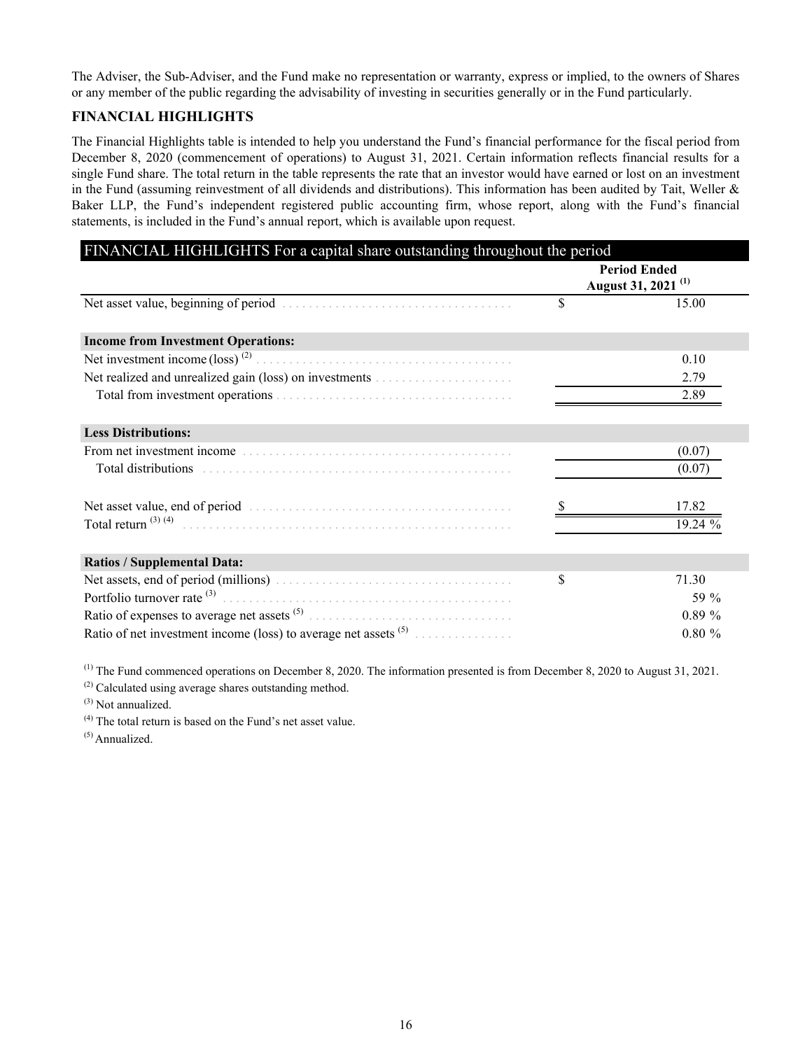The Adviser, the Sub-Adviser, and the Fund make no representation or warranty, express or implied, to the owners of Shares or any member of the public regarding the advisability of investing in securities generally or in the Fund particularly.

## FINANCIAL HIGHLIGHTS

The Financial Highlights table is intended to help you understand the Fund's financial performance for the fiscal period from December 8, 2020 (commencement of operations) to August 31, 2021. Certain information reflects financial results for a single Fund share. The total return in the table represents the rate that an investor would have earned or lost on an investment in the Fund (assuming reinvestment of all dividends and distributions). This information has been audited by Tait, Weller & Baker LLP, the Fund's independent registered public accounting firm, whose report, along with the Fund's financial statements, is included in the Fund's annual report, which is available upon request.

| FINANCIAL HIGHLIGHTS For a capital share outstanding throughout the period | Period Ended August 31, 2021 [(1)] |
|---|---|
| Net asset value, beginning of period | $ 15.00 |
| **Income from Investment Operations:** | |
| Net investment income (loss) [(2)] | 0.10 |
| Net realized and unrealized gain (loss) on investments | 2.79 |
| Total from investment operations | 2.89 |
| **Less Distributions:** | |
| From net investment income | (0.07) |
| Total distributions | (0.07) |
| Net asset value, end of period | $ 17.82 |
| Total return [(3) (4)] | 19.24 % |
| **Ratios / Supplemental Data:** | |
| Net assets, end of period (millions) | $ 71.30 |
| Portfolio turnover rate [(3)] | 59 % |
| Ratio of expenses to average net assets [(5)] | 0.89 % |
| Ratio of net investment income (loss) to average net assets [(5)] | 0.80 % |

[(1)] The Fund commenced operations on December 8, 2020. The information presented is from December 8, 2020 to August 31, 2021.

[(2)] Calculated using average shares outstanding method.

[(3)] Not annualized.

[(4)] The total return is based on the Fund's net asset value.

[(5)] Annualized.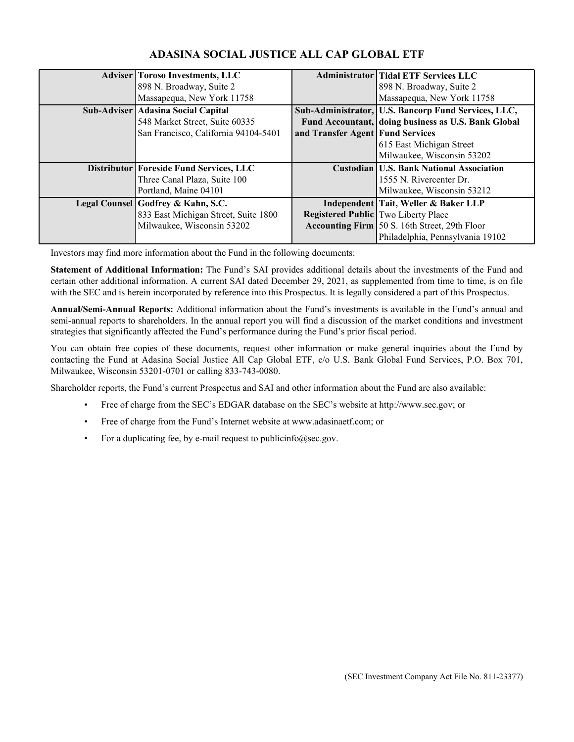## ADASINA SOCIAL JUSTICE ALL CAP GLOBAL ETF

| | | | |
|---|---|---|---|
| **Adviser** | **Toroso Investments, LLC**<br>898 N. Broadway, Suite 2<br>Massapequa, New York 11758 | **Administrator** | **Tidal ETF Services LLC**<br>898 N. Broadway, Suite 2<br>Massapequa, New York 11758 |
| **Sub-Adviser** | **Adasina Social Capital**<br>548 Market Street, Suite 60335<br>San Francisco, California 94104-5401 | **Sub-Administrator, Fund Accountant, and Transfer Agent** | **U.S. Bancorp Fund Services, LLC, doing business as U.S. Bank Global Fund Services**<br>615 East Michigan Street<br>Milwaukee, Wisconsin 53202 |
| **Distributor** | **Foreside Fund Services, LLC**<br>Three Canal Plaza, Suite 100<br>Portland, Maine 04101 | **Custodian** | **U.S. Bank National Association**<br>1555 N. Rivercenter Dr.<br>Milwaukee, Wisconsin 53212 |
| **Legal Counsel** | **Godfrey & Kahn, S.C.**<br>833 East Michigan Street, Suite 1800<br>Milwaukee, Wisconsin 53202 | **Independent Registered Public Accounting Firm** | **Tait, Weller & Baker LLP**<br>Two Liberty Place<br>50 S. 16th Street, 29th Floor<br>Philadelphia, Pennsylvania 19102 |

Investors may find more information about the Fund in the following documents:

**Statement of Additional Information:** The Fund's SAI provides additional details about the investments of the Fund and certain other additional information. A current SAI dated December 29, 2021, as supplemented from time to time, is on file with the SEC and is herein incorporated by reference into this Prospectus. It is legally considered a part of this Prospectus.

**Annual/Semi-Annual Reports:** Additional information about the Fund's investments is available in the Fund's annual and semi-annual reports to shareholders. In the annual report you will find a discussion of the market conditions and investment strategies that significantly affected the Fund's performance during the Fund's prior fiscal period.

You can obtain free copies of these documents, request other information or make general inquiries about the Fund by contacting the Fund at Adasina Social Justice All Cap Global ETF, c/o U.S. Bank Global Fund Services, P.O. Box 701, Milwaukee, Wisconsin 53201-0701 or calling 833-743-0080.

Shareholder reports, the Fund's current Prospectus and SAI and other information about the Fund are also available:

- Free of charge from the SEC's EDGAR database on the SEC's website at http://www.sec.gov; or
- Free of charge from the Fund's Internet website at www.adasinaetf.com; or
- For a duplicating fee, by e-mail request to publicinfo@sec.gov.

(SEC Investment Company Act File No. 811-23377)